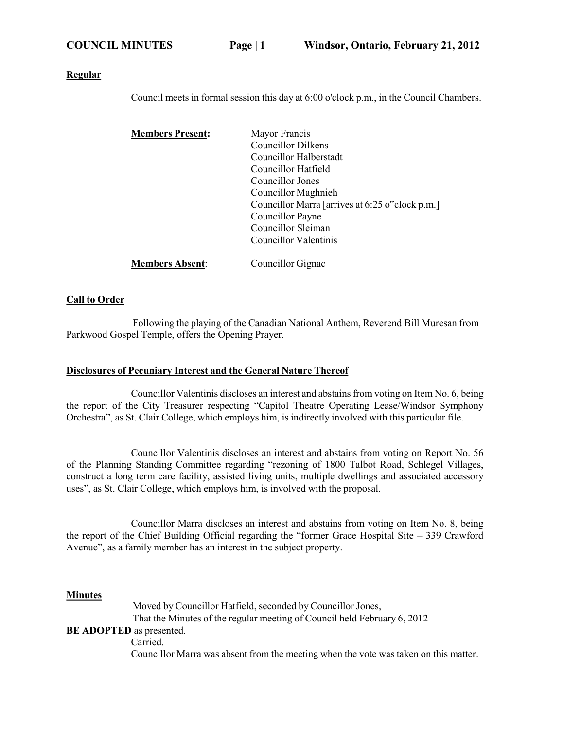**Regular**

Council meets in formal session this day at 6:00 o'clock p.m., in the Council Chambers.

**Members Present:**

Mayor Francis
Councillor Dilkens
Councillor Halberstadt
Councillor Hatfield
Councillor Jones
Councillor Maghnieh
Councillor Marra [arrives at 6:25 o"clock p.m.]
Councillor Payne
Councillor Sleiman
Councillor Valentinis

**Members Absent**: Councillor Gignac

**Call to Order**

Following the playing of the Canadian National Anthem, Reverend Bill Muresan from Parkwood Gospel Temple, offers the Opening Prayer.

**Disclosures of Pecuniary Interest and the General Nature Thereof**

Councillor Valentinis discloses an interest and abstains from voting on Item No. 6, being the report of the City Treasurer respecting "Capitol Theatre Operating Lease/Windsor Symphony Orchestra", as St. Clair College, which employs him, is indirectly involved with this particular file.

Councillor Valentinis discloses an interest and abstains from voting on Report No. 56 of the Planning Standing Committee regarding "rezoning of 1800 Talbot Road, Schlegel Villages, construct a long term care facility, assisted living units, multiple dwellings and associated accessory uses", as St. Clair College, which employs him, is involved with the proposal.

Councillor Marra discloses an interest and abstains from voting on Item No. 8, being the report of the Chief Building Official regarding the "former Grace Hospital Site – 339 Crawford Avenue", as a family member has an interest in the subject property.

**Minutes**

Moved by Councillor Hatfield, seconded by Councillor Jones,
That the Minutes of the regular meeting of Council held February 6, 2012
**BE ADOPTED** as presented.
Carried.
Councillor Marra was absent from the meeting when the vote was taken on this matter.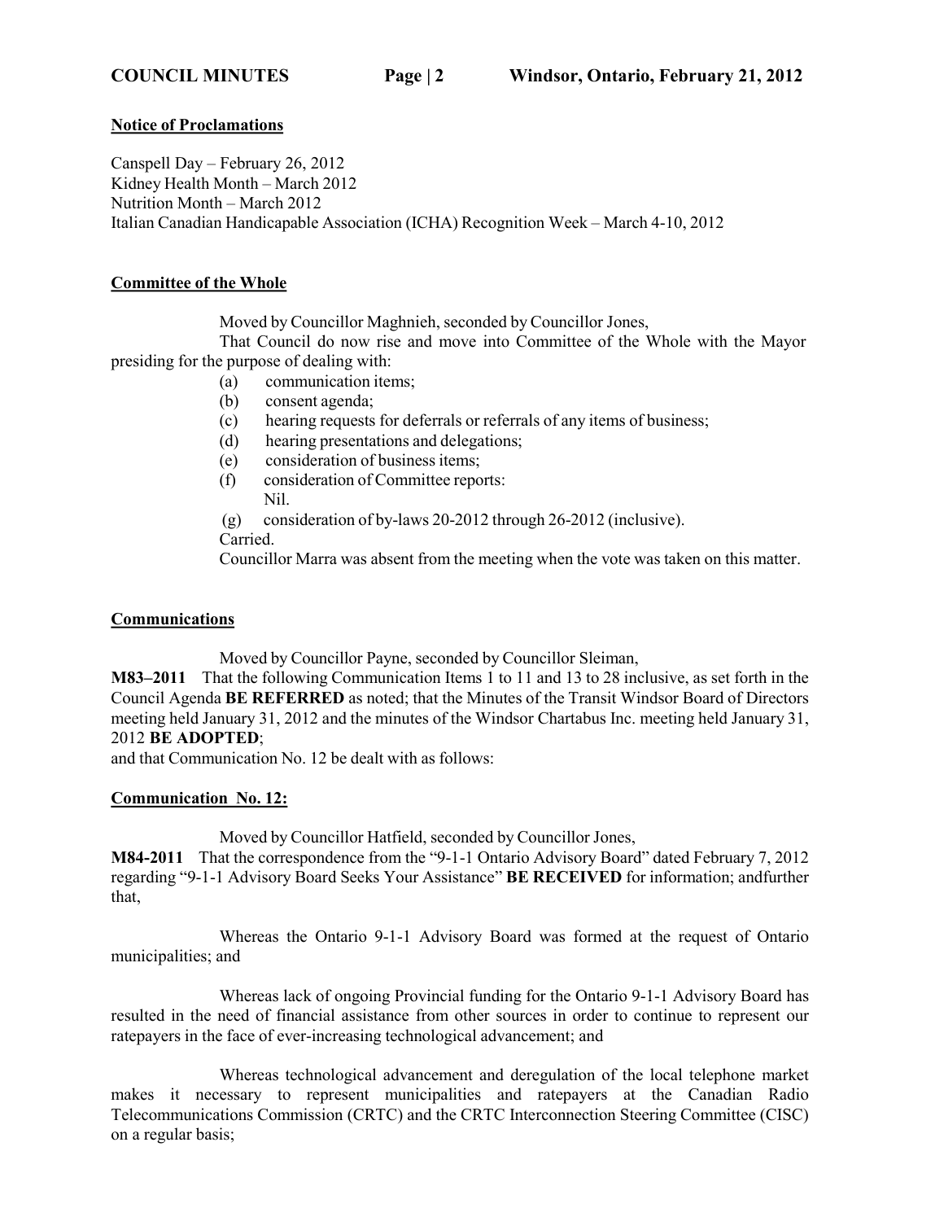**Notice of Proclamations**

Canspell Day – February 26, 2012
Kidney Health Month – March 2012
Nutrition Month – March 2012
Italian Canadian Handicapable Association (ICHA) Recognition Week – March 4-10, 2012

**Committee of the Whole**

Moved by Councillor Maghnieh, seconded by Councillor Jones,

That Council do now rise and move into Committee of the Whole with the Mayor presiding for the purpose of dealing with:

(a) communication items;
(b) consent agenda;
(c) hearing requests for deferrals or referrals of any items of business;
(d) hearing presentations and delegations;
(e) consideration of business items;
(f) consideration of Committee reports:
Nil.
(g) consideration of by-laws 20-2012 through 26-2012 (inclusive).

Carried.

Councillor Marra was absent from the meeting when the vote was taken on this matter.

**Communications**

Moved by Councillor Payne, seconded by Councillor Sleiman,

**M83–2011** That the following Communication Items 1 to 11 and 13 to 28 inclusive, as set forth in the Council Agenda **BE REFERRED** as noted; that the Minutes of the Transit Windsor Board of Directors meeting held January 31, 2012 and the minutes of the Windsor Chartabus Inc. meeting held January 31, 2012 **BE ADOPTED**;

and that Communication No. 12 be dealt with as follows:

**Communication No. 12:**

Moved by Councillor Hatfield, seconded by Councillor Jones,

**M84-2011** That the correspondence from the "9-1-1 Ontario Advisory Board" dated February 7, 2012 regarding "9-1-1 Advisory Board Seeks Your Assistance" **BE RECEIVED** for information; andfurther that,

Whereas the Ontario 9-1-1 Advisory Board was formed at the request of Ontario municipalities; and

Whereas lack of ongoing Provincial funding for the Ontario 9-1-1 Advisory Board has resulted in the need of financial assistance from other sources in order to continue to represent our ratepayers in the face of ever-increasing technological advancement; and

Whereas technological advancement and deregulation of the local telephone market makes it necessary to represent municipalities and ratepayers at the Canadian Radio Telecommunications Commission (CRTC) and the CRTC Interconnection Steering Committee (CISC) on a regular basis;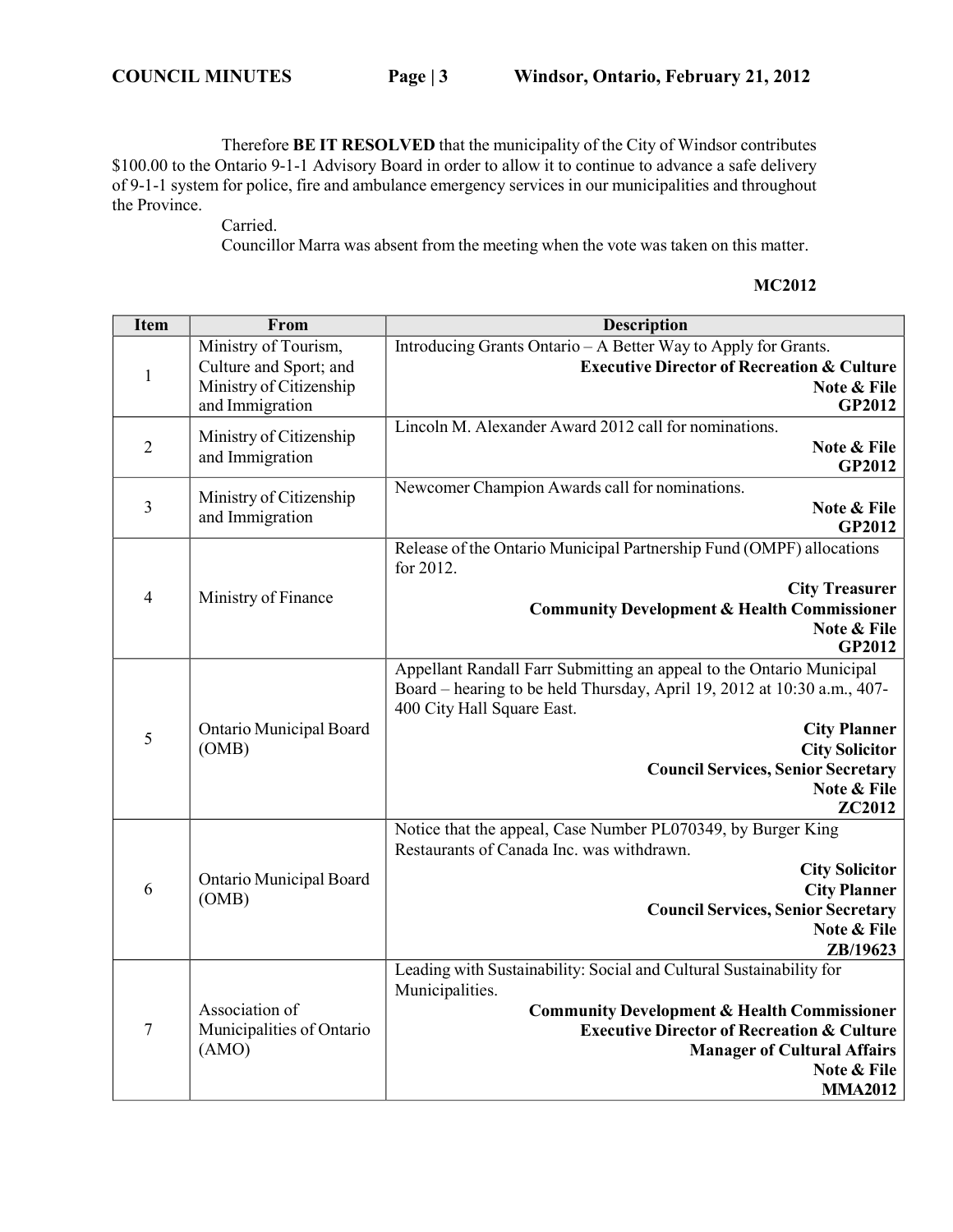Therefore **BE IT RESOLVED** that the municipality of the City of Windsor contributes $100.00 to the Ontario 9-1-1 Advisory Board in order to allow it to continue to advance a safe delivery of 9-1-1 system for police, fire and ambulance emergency services in our municipalities and throughout the Province.

Carried.

Councillor Marra was absent from the meeting when the vote was taken on this matter.

**MC2012**

| Item | From | Description |
| --- | --- | --- |
| 1 | Ministry of Tourism, Culture and Sport; and Ministry of Citizenship and Immigration | Introducing Grants Ontario – A Better Way to Apply for Grants. **Executive Director of Recreation & Culture** **Note & File** **GP2012** |
| 2 | Ministry of Citizenship and Immigration | Lincoln M. Alexander Award 2012 call for nominations. **Note & File** **GP2012** |
| 3 | Ministry of Citizenship and Immigration | Newcomer Champion Awards call for nominations. **Note & File** **GP2012** |
| 4 | Ministry of Finance | Release of the Ontario Municipal Partnership Fund (OMPF) allocations for 2012. **City Treasurer** **Community Development & Health Commissioner** **Note & File** **GP2012** |
| 5 | Ontario Municipal Board (OMB) | Appellant Randall Farr Submitting an appeal to the Ontario Municipal Board – hearing to be held Thursday, April 19, 2012 at 10:30 a.m., 407-400 City Hall Square East. **City Planner** **City Solicitor** **Council Services, Senior Secretary** **Note & File** **ZC2012** |
| 6 | Ontario Municipal Board (OMB) | Notice that the appeal, Case Number PL070349, by Burger King Restaurants of Canada Inc. was withdrawn. **City Solicitor** **City Planner** **Council Services, Senior Secretary** **Note & File** **ZB/19623** |
| 7 | Association of Municipalities of Ontario (AMO) | Leading with Sustainability: Social and Cultural Sustainability for Municipalities. **Community Development & Health Commissioner** **Executive Director of Recreation & Culture** **Manager of Cultural Affairs** **Note & File** **MMA2012** |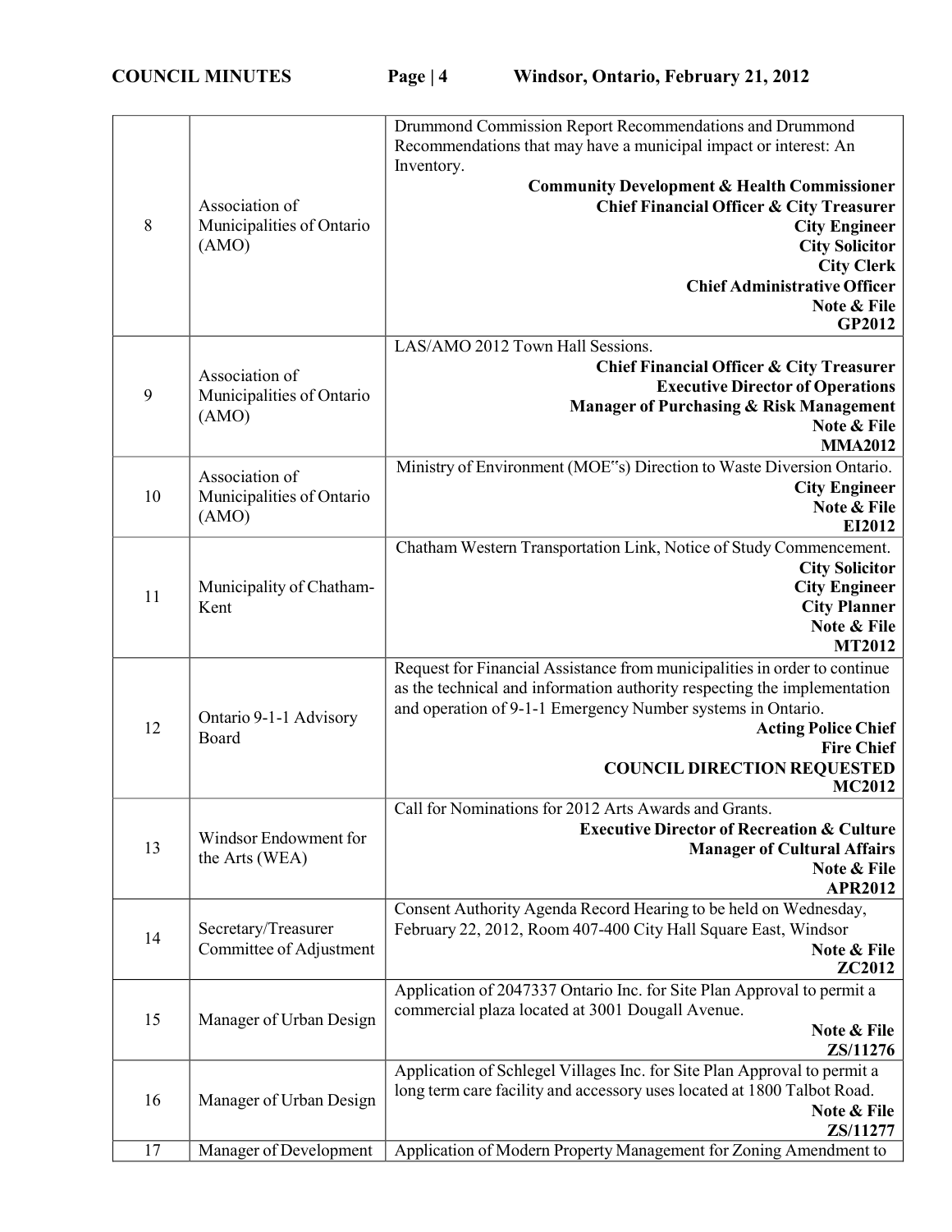| | | |
|---|---|---|
| 8 | Association of Municipalities of Ontario (AMO) | Drummond Commission Report Recommendations and Drummond Recommendations that may have a municipal impact or interest: An Inventory.<br>**Community Development & Health Commissioner**<br>**Chief Financial Officer & City Treasurer**<br>**City Engineer**<br>**City Solicitor**<br>**City Clerk**<br>**Chief Administrative Officer**<br>**Note & File**<br>**GP2012** |
| 9 | Association of Municipalities of Ontario (AMO) | LAS/AMO 2012 Town Hall Sessions.<br>**Chief Financial Officer & City Treasurer**<br>**Executive Director of Operations**<br>**Manager of Purchasing & Risk Management**<br>**Note & File**<br>**MMA2012** |
| 10 | Association of Municipalities of Ontario (AMO) | Ministry of Environment (MOE"s) Direction to Waste Diversion Ontario.<br>**City Engineer**<br>**Note & File**<br>**EI2012** |
| 11 | Municipality of Chatham-Kent | Chatham Western Transportation Link, Notice of Study Commencement.<br>**City Solicitor**<br>**City Engineer**<br>**City Planner**<br>**Note & File**<br>**MT2012** |
| 12 | Ontario 9-1-1 Advisory Board | Request for Financial Assistance from municipalities in order to continue as the technical and information authority respecting the implementation and operation of 9-1-1 Emergency Number systems in Ontario.<br>**Acting Police Chief**<br>**Fire Chief**<br>**COUNCIL DIRECTION REQUESTED**<br>**MC2012** |
| 13 | Windsor Endowment for the Arts (WEA) | Call for Nominations for 2012 Arts Awards and Grants.<br>**Executive Director of Recreation & Culture**<br>**Manager of Cultural Affairs**<br>**Note & File**<br>**APR2012** |
| 14 | Secretary/Treasurer Committee of Adjustment | Consent Authority Agenda Record Hearing to be held on Wednesday, February 22, 2012, Room 407-400 City Hall Square East, Windsor<br>**Note & File**<br>**ZC2012** |
| 15 | Manager of Urban Design | Application of 2047337 Ontario Inc. for Site Plan Approval to permit a commercial plaza located at 3001 Dougall Avenue.<br>**Note & File**<br>**ZS/11276** |
| 16 | Manager of Urban Design | Application of Schlegel Villages Inc. for Site Plan Approval to permit a long term care facility and accessory uses located at 1800 Talbot Road.<br>**Note & File**<br>**ZS/11277** |
| 17 | Manager of Development | Application of Modern Property Management for Zoning Amendment to |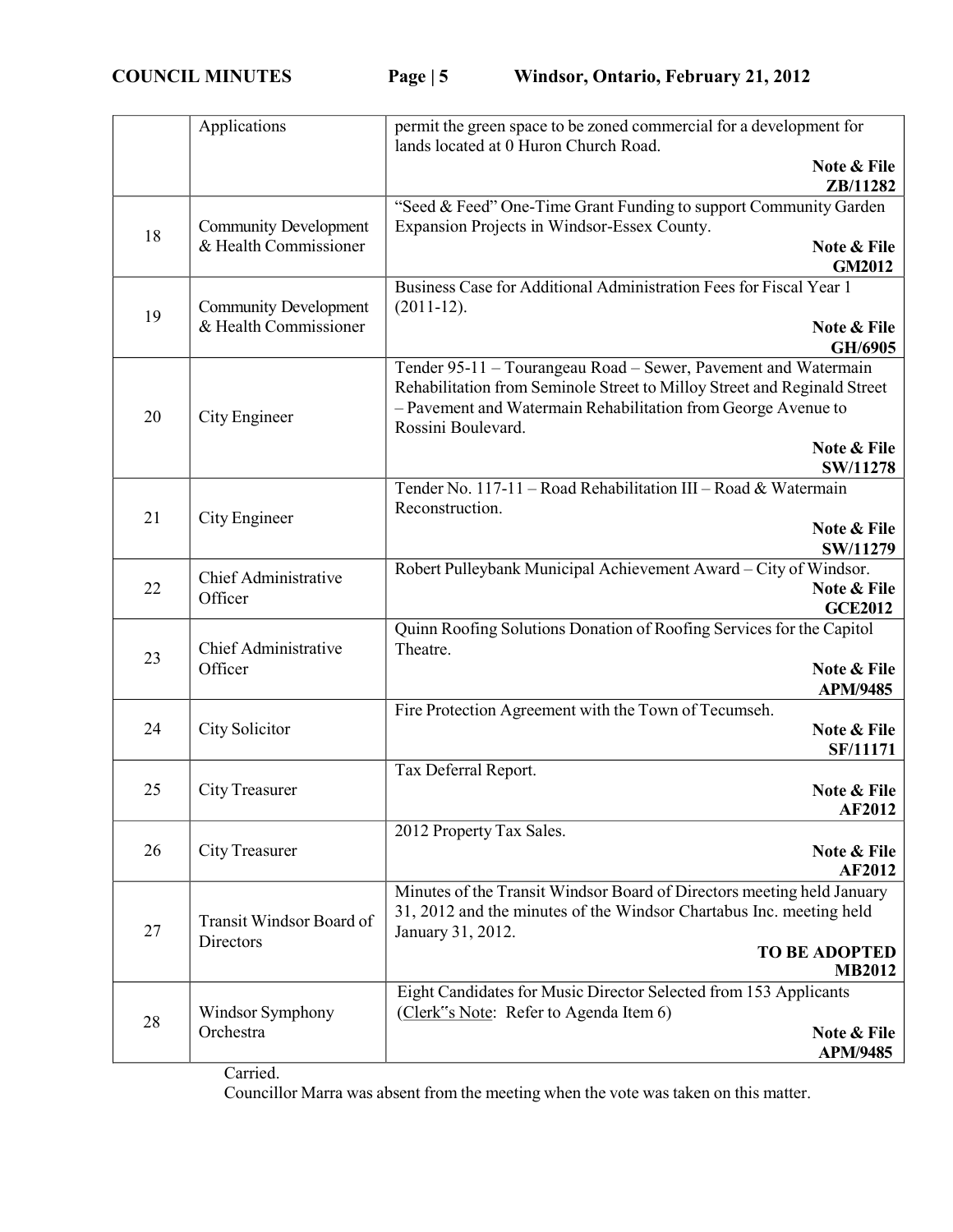| | | | |
|---|---|---|---|
| | Applications | permit the green space to be zoned commercial for a development for lands located at 0 Huron Church Road. | **Note & File** **ZB/11282** |
| 18 | Community Development & Health Commissioner | "Seed & Feed" One-Time Grant Funding to support Community Garden Expansion Projects in Windsor-Essex County. | **Note & File** **GM2012** |
| 19 | Community Development & Health Commissioner | Business Case for Additional Administration Fees for Fiscal Year 1 (2011-12). | **Note & File** **GH/6905** |
| 20 | City Engineer | Tender 95-11 – Tourangeau Road – Sewer, Pavement and Watermain Rehabilitation from Seminole Street to Milloy Street and Reginald Street – Pavement and Watermain Rehabilitation from George Avenue to Rossini Boulevard. | **Note & File** **SW/11278** |
| 21 | City Engineer | Tender No. 117-11 – Road Rehabilitation III – Road & Watermain Reconstruction. | **Note & File** **SW/11279** |
| 22 | Chief Administrative Officer | Robert Pulleybank Municipal Achievement Award – City of Windsor. | **Note & File** **GCE2012** |
| 23 | Chief Administrative Officer | Quinn Roofing Solutions Donation of Roofing Services for the Capitol Theatre. | **Note & File** **APM/9485** |
| 24 | City Solicitor | Fire Protection Agreement with the Town of Tecumseh. | **Note & File** **SF/11171** |
| 25 | City Treasurer | Tax Deferral Report. | **Note & File** **AF2012** |
| 26 | City Treasurer | 2012 Property Tax Sales. | **Note & File** **AF2012** |
| 27 | Transit Windsor Board of Directors | Minutes of the Transit Windsor Board of Directors meeting held January 31, 2012 and the minutes of the Windsor Chartabus Inc. meeting held January 31, 2012. | **TO BE ADOPTED** **MB2012** |
| 28 | Windsor Symphony Orchestra | Eight Candidates for Music Director Selected from 153 Applicants (Clerk"s Note: Refer to Agenda Item 6) | **Note & File** **APM/9485** |

Carried.

Councillor Marra was absent from the meeting when the vote was taken on this matter.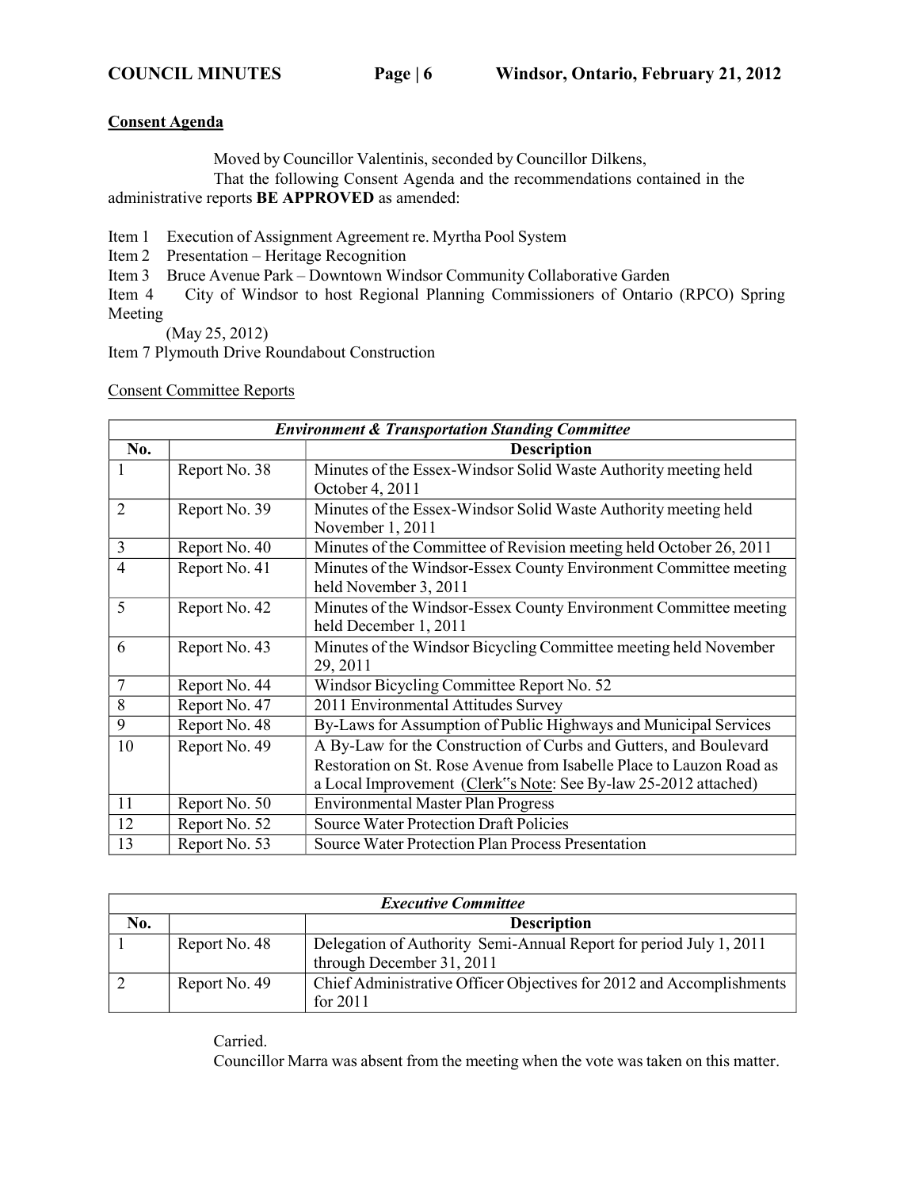**Consent Agenda**

Moved by Councillor Valentinis, seconded by Councillor Dilkens,

That the following Consent Agenda and the recommendations contained in the administrative reports **BE APPROVED** as amended:

Item 1 Execution of Assignment Agreement re. Myrtha Pool System
Item 2 Presentation – Heritage Recognition
Item 3 Bruce Avenue Park – Downtown Windsor Community Collaborative Garden
Item 4 City of Windsor to host Regional Planning Commissioners of Ontario (RPCO) Spring Meeting (May 25, 2012)
Item 7 Plymouth Drive Roundabout Construction

Consent Committee Reports

| ***Environment & Transportation Standing Committee*** | | |
|---|---|---|
| **No.** | | **Description** |
| 1 | Report No. 38 | Minutes of the Essex-Windsor Solid Waste Authority meeting held October 4, 2011 |
| 2 | Report No. 39 | Minutes of the Essex-Windsor Solid Waste Authority meeting held November 1, 2011 |
| 3 | Report No. 40 | Minutes of the Committee of Revision meeting held October 26, 2011 |
| 4 | Report No. 41 | Minutes of the Windsor-Essex County Environment Committee meeting held November 3, 2011 |
| 5 | Report No. 42 | Minutes of the Windsor-Essex County Environment Committee meeting held December 1, 2011 |
| 6 | Report No. 43 | Minutes of the Windsor Bicycling Committee meeting held November 29, 2011 |
| 7 | Report No. 44 | Windsor Bicycling Committee Report No. 52 |
| 8 | Report No. 47 | 2011 Environmental Attitudes Survey |
| 9 | Report No. 48 | By-Laws for Assumption of Public Highways and Municipal Services |
| 10 | Report No. 49 | A By-Law for the Construction of Curbs and Gutters, and Boulevard Restoration on St. Rose Avenue from Isabelle Place to Lauzon Road as a Local Improvement (Clerk"s Note: See By-law 25-2012 attached) |
| 11 | Report No. 50 | Environmental Master Plan Progress |
| 12 | Report No. 52 | Source Water Protection Draft Policies |
| 13 | Report No. 53 | Source Water Protection Plan Process Presentation |

| ***Executive Committee*** | | |
|---|---|---|
| **No.** | | **Description** |
| 1 | Report No. 48 | Delegation of Authority Semi-Annual Report for period July 1, 2011 through December 31, 2011 |
| 2 | Report No. 49 | Chief Administrative Officer Objectives for 2012 and Accomplishments for 2011 |

Carried.

Councillor Marra was absent from the meeting when the vote was taken on this matter.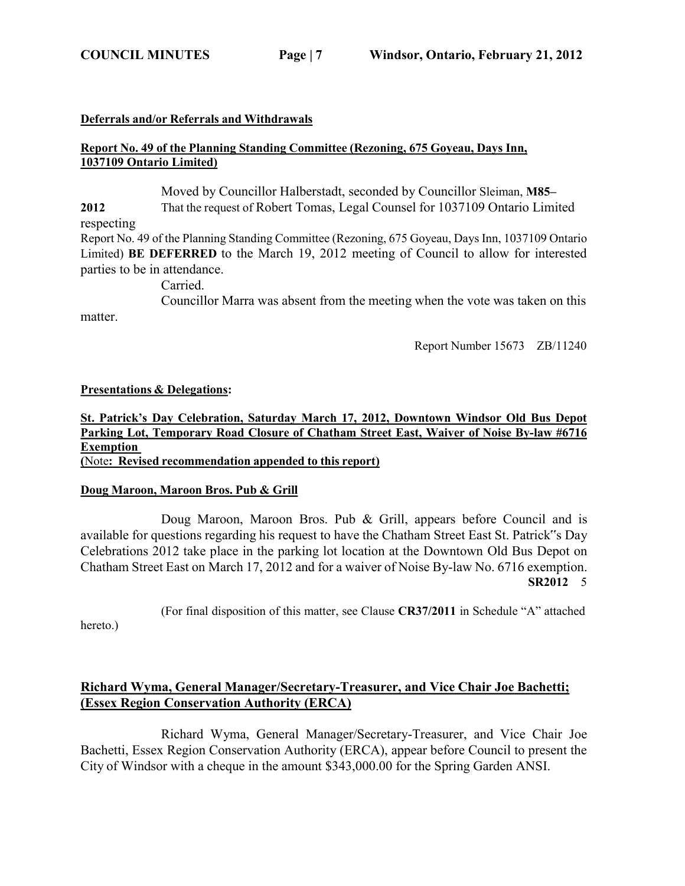**Deferrals and/or Referrals and Withdrawals**

**Report No. 49 of the Planning Standing Committee (Rezoning, 675 Goyeau, Days Inn, 1037109 Ontario Limited)**

Moved by Councillor Halberstadt, seconded by Councillor Sleiman, **M85–2012**

That the request of Robert Tomas, Legal Counsel for 1037109 Ontario Limited respecting Report No. 49 of the Planning Standing Committee (Rezoning, 675 Goyeau, Days Inn, 1037109 Ontario Limited) **BE DEFERRED** to the March 19, 2012 meeting of Council to allow for interested parties to be in attendance.

Carried.

Councillor Marra was absent from the meeting when the vote was taken on this matter.

Report Number 15673 ZB/11240

**Presentations & Delegations:**

**St. Patrick's Day Celebration, Saturday March 17, 2012, Downtown Windsor Old Bus Depot Parking Lot, Temporary Road Closure of Chatham Street East, Waiver of Noise By-law #6716 Exemption**
**(Note: Revised recommendation appended to this report)**

**Doug Maroon, Maroon Bros. Pub & Grill**

Doug Maroon, Maroon Bros. Pub & Grill, appears before Council and is available for questions regarding his request to have the Chatham Street East St. Patrick"s Day Celebrations 2012 take place in the parking lot location at the Downtown Old Bus Depot on Chatham Street East on March 17, 2012 and for a waiver of Noise By-law No. 6716 exemption.

**SR2012** 5

(For final disposition of this matter, see Clause **CR37/2011** in Schedule "A" attached hereto.)

**Richard Wyma, General Manager/Secretary-Treasurer, and Vice Chair Joe Bachetti; (Essex Region Conservation Authority (ERCA)**

Richard Wyma, General Manager/Secretary-Treasurer, and Vice Chair Joe Bachetti, Essex Region Conservation Authority (ERCA), appear before Council to present the City of Windsor with a cheque in the amount $343,000.00 for the Spring Garden ANSI.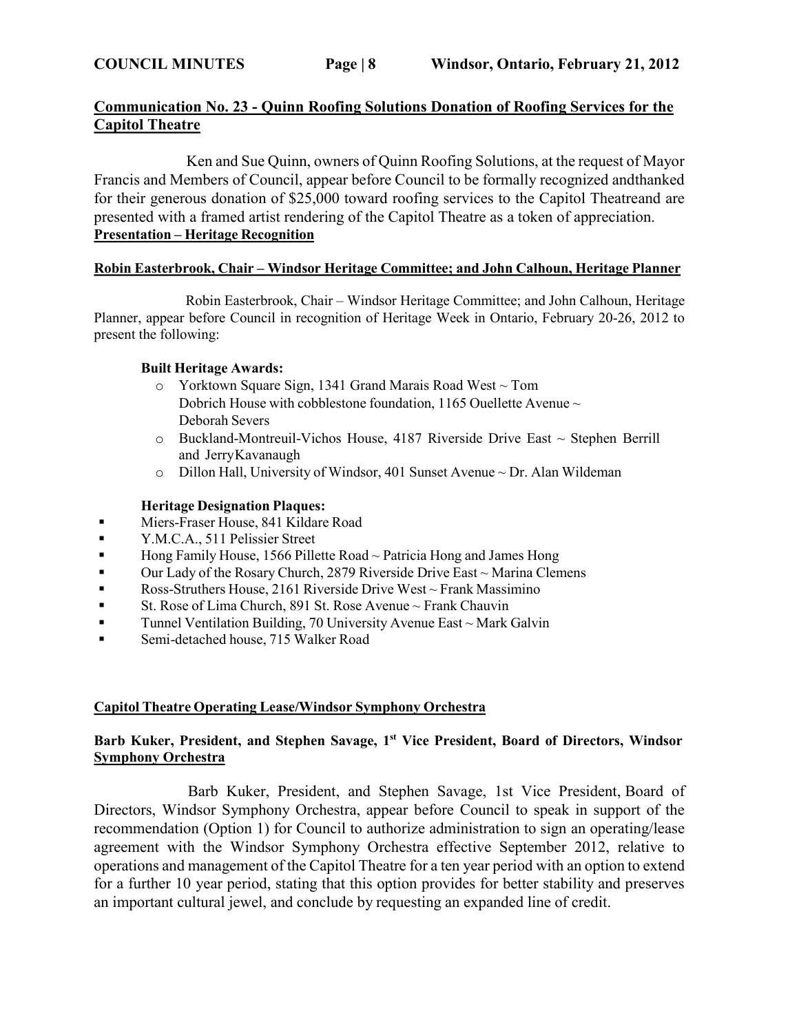## Communication No. 23 - Quinn Roofing Solutions Donation of Roofing Services for the Capitol Theatre

Ken and Sue Quinn, owners of Quinn Roofing Solutions, at the request of Mayor Francis and Members of Council, appear before Council to be formally recognized andthanked for their generous donation of $25,000 toward roofing services to the Capitol Theatreand are presented with a framed artist rendering of the Capitol Theatre as a token of appreciation.

## Presentation – Heritage Recognition

### Robin Easterbrook, Chair – Windsor Heritage Committee; and John Calhoun, Heritage Planner

Robin Easterbrook, Chair – Windsor Heritage Committee; and John Calhoun, Heritage Planner, appear before Council in recognition of Heritage Week in Ontario, February 20-26, 2012 to present the following:

**Built Heritage Awards:**

- Yorktown Square Sign, 1341 Grand Marais Road West ~ Tom Dobrich House with cobblestone foundation, 1165 Ouellette Avenue ~ Deborah Severs
- Buckland-Montreuil-Vichos House, 4187 Riverside Drive East ~ Stephen Berrill and JerryKavanaugh
- Dillon Hall, University of Windsor, 401 Sunset Avenue ~ Dr. Alan Wildeman

**Heritage Designation Plaques:**

- Miers-Fraser House, 841 Kildare Road
- Y.M.C.A., 511 Pelissier Street
- Hong Family House, 1566 Pillette Road ~ Patricia Hong and James Hong
- Our Lady of the Rosary Church, 2879 Riverside Drive East ~ Marina Clemens
- Ross-Struthers House, 2161 Riverside Drive West ~ Frank Massimino
- St. Rose of Lima Church, 891 St. Rose Avenue ~ Frank Chauvin
- Tunnel Ventilation Building, 70 University Avenue East ~ Mark Galvin
- Semi-detached house, 715 Walker Road

## Capitol Theatre Operating Lease/Windsor Symphony Orchestra

### Barb Kuker, President, and Stephen Savage, 1st Vice President, Board of Directors, Windsor Symphony Orchestra

Barb Kuker, President, and Stephen Savage, 1st Vice President, Board of Directors, Windsor Symphony Orchestra, appear before Council to speak in support of the recommendation (Option 1) for Council to authorize administration to sign an operating/lease agreement with the Windsor Symphony Orchestra effective September 2012, relative to operations and management of the Capitol Theatre for a ten year period with an option to extend for a further 10 year period, stating that this option provides for better stability and preserves an important cultural jewel, and conclude by requesting an expanded line of credit.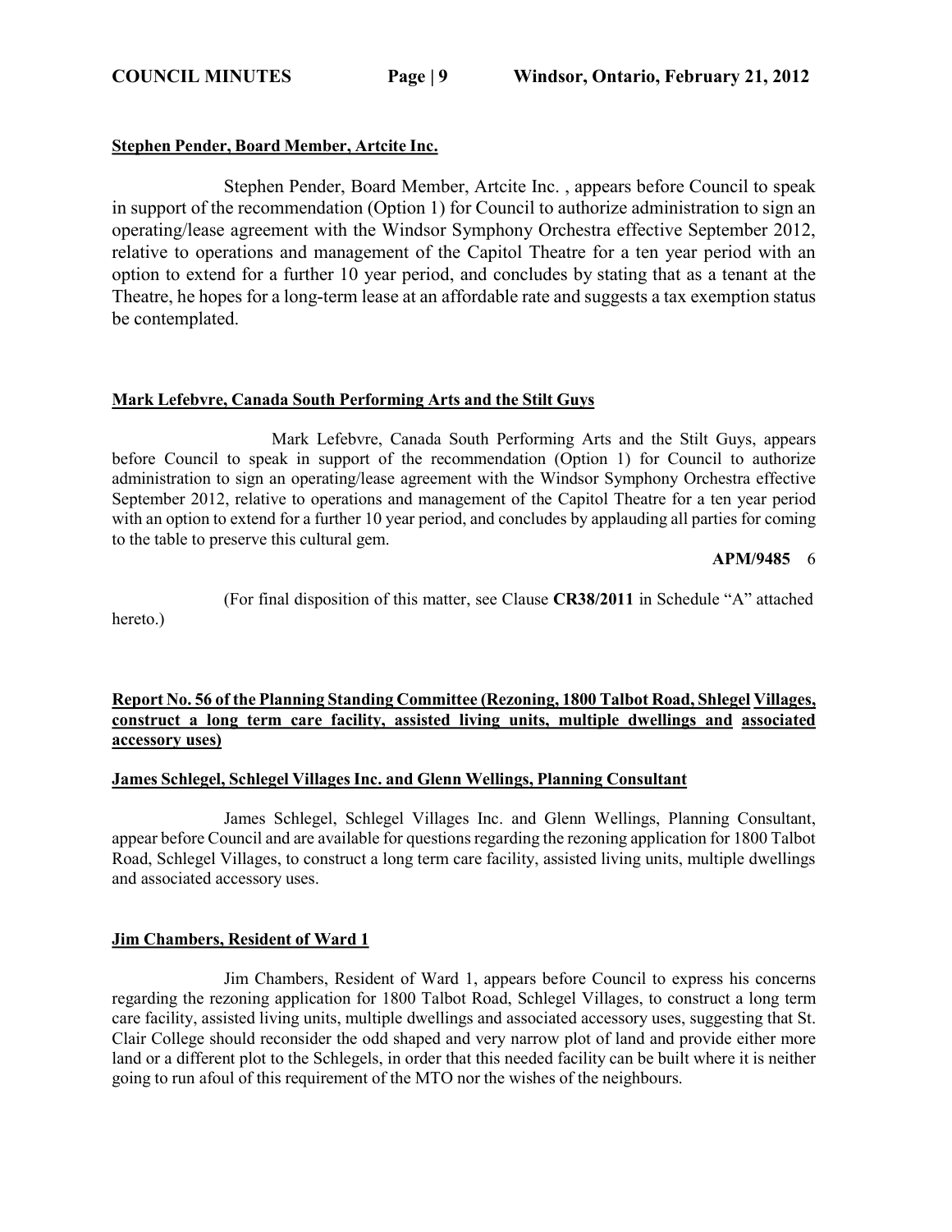**Stephen Pender, Board Member, Artcite Inc.**

Stephen Pender, Board Member, Artcite Inc. , appears before Council to speak in support of the recommendation (Option 1) for Council to authorize administration to sign an operating/lease agreement with the Windsor Symphony Orchestra effective September 2012, relative to operations and management of the Capitol Theatre for a ten year period with an option to extend for a further 10 year period, and concludes by stating that as a tenant at the Theatre, he hopes for a long-term lease at an affordable rate and suggests a tax exemption status be contemplated.

**Mark Lefebvre, Canada South Performing Arts and the Stilt Guys**

Mark Lefebvre, Canada South Performing Arts and the Stilt Guys, appears before Council to speak in support of the recommendation (Option 1) for Council to authorize administration to sign an operating/lease agreement with the Windsor Symphony Orchestra effective September 2012, relative to operations and management of the Capitol Theatre for a ten year period with an option to extend for a further 10 year period, and concludes by applauding all parties for coming to the table to preserve this cultural gem.

**APM/9485** 6

(For final disposition of this matter, see Clause **CR38/2011** in Schedule "A" attached hereto.)

**Report No. 56 of the Planning Standing Committee (Rezoning, 1800 Talbot Road, Shlegel Villages, construct a long term care facility, assisted living units, multiple dwellings and associated accessory uses)**

**James Schlegel, Schlegel Villages Inc. and Glenn Wellings, Planning Consultant**

James Schlegel, Schlegel Villages Inc. and Glenn Wellings, Planning Consultant, appear before Council and are available for questions regarding the rezoning application for 1800 Talbot Road, Schlegel Villages, to construct a long term care facility, assisted living units, multiple dwellings and associated accessory uses.

**Jim Chambers, Resident of Ward 1**

Jim Chambers, Resident of Ward 1, appears before Council to express his concerns regarding the rezoning application for 1800 Talbot Road, Schlegel Villages, to construct a long term care facility, assisted living units, multiple dwellings and associated accessory uses, suggesting that St. Clair College should reconsider the odd shaped and very narrow plot of land and provide either more land or a different plot to the Schlegels, in order that this needed facility can be built where it is neither going to run afoul of this requirement of the MTO nor the wishes of the neighbours.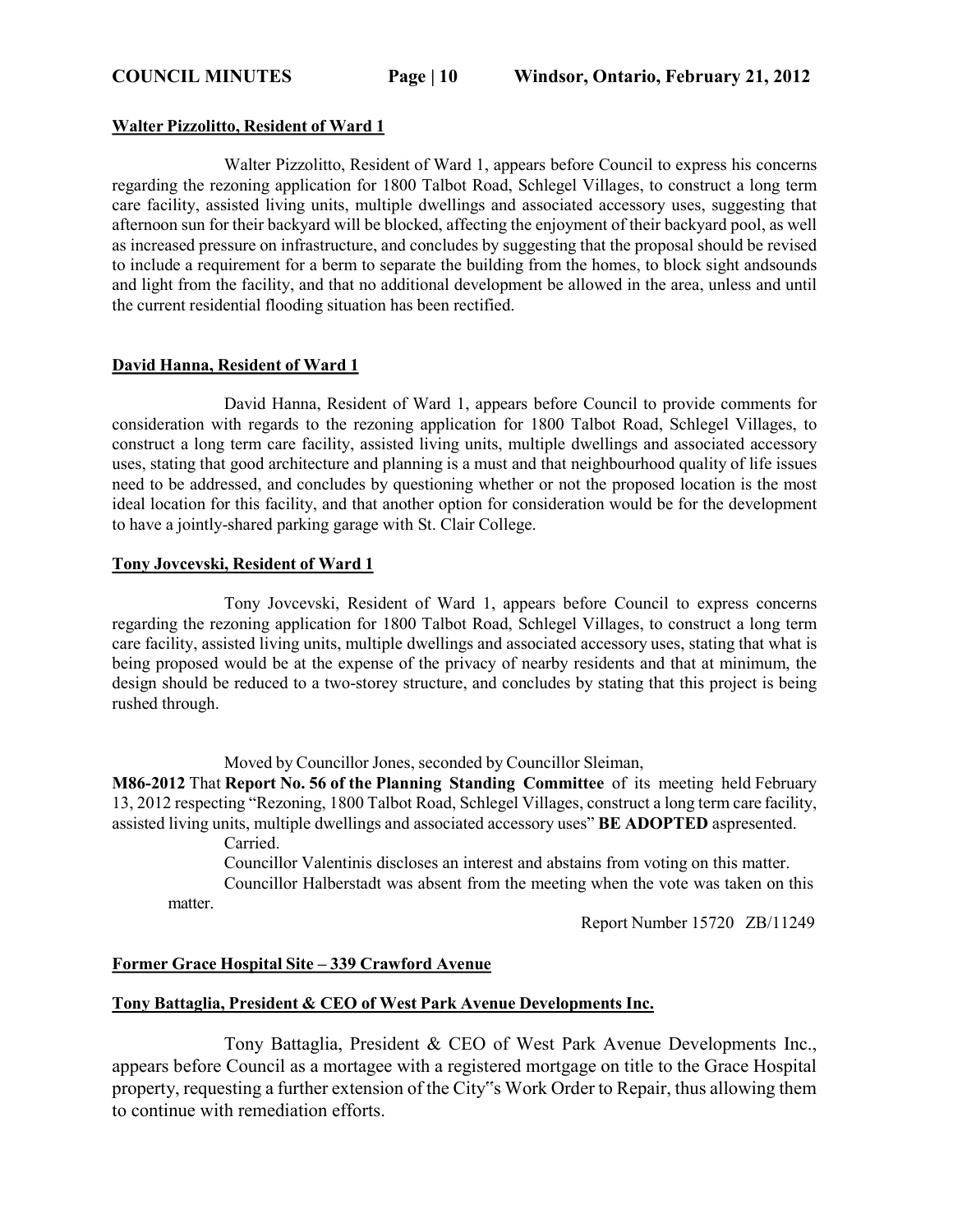**Walter Pizzolitto, Resident of Ward 1**

Walter Pizzolitto, Resident of Ward 1, appears before Council to express his concerns regarding the rezoning application for 1800 Talbot Road, Schlegel Villages, to construct a long term care facility, assisted living units, multiple dwellings and associated accessory uses, suggesting that afternoon sun for their backyard will be blocked, affecting the enjoyment of their backyard pool, as well as increased pressure on infrastructure, and concludes by suggesting that the proposal should be revised to include a requirement for a berm to separate the building from the homes, to block sight andsounds and light from the facility, and that no additional development be allowed in the area, unless and until the current residential flooding situation has been rectified.

**David Hanna, Resident of Ward 1**

David Hanna, Resident of Ward 1, appears before Council to provide comments for consideration with regards to the rezoning application for 1800 Talbot Road, Schlegel Villages, to construct a long term care facility, assisted living units, multiple dwellings and associated accessory uses, stating that good architecture and planning is a must and that neighbourhood quality of life issues need to be addressed, and concludes by questioning whether or not the proposed location is the most ideal location for this facility, and that another option for consideration would be for the development to have a jointly-shared parking garage with St. Clair College.

**Tony Jovcevski, Resident of Ward 1**

Tony Jovcevski, Resident of Ward 1, appears before Council to express concerns regarding the rezoning application for 1800 Talbot Road, Schlegel Villages, to construct a long term care facility, assisted living units, multiple dwellings and associated accessory uses, stating that what is being proposed would be at the expense of the privacy of nearby residents and that at minimum, the design should be reduced to a two-storey structure, and concludes by stating that this project is being rushed through.

Moved by Councillor Jones, seconded by Councillor Sleiman,

**M86-2012** That **Report No. 56 of the Planning Standing Committee** of its meeting held February 13, 2012 respecting "Rezoning, 1800 Talbot Road, Schlegel Villages, construct a long term care facility, assisted living units, multiple dwellings and associated accessory uses" **BE ADOPTED** aspresented.

Carried.

Councillor Valentinis discloses an interest and abstains from voting on this matter.

Councillor Halberstadt was absent from the meeting when the vote was taken on this matter.

Report Number 15720 ZB/11249

**Former Grace Hospital Site – 339 Crawford Avenue**

**Tony Battaglia, President & CEO of West Park Avenue Developments Inc.**

Tony Battaglia, President & CEO of West Park Avenue Developments Inc., appears before Council as a mortagee with a registered mortgage on title to the Grace Hospital property, requesting a further extension of the City"s Work Order to Repair, thus allowing them to continue with remediation efforts.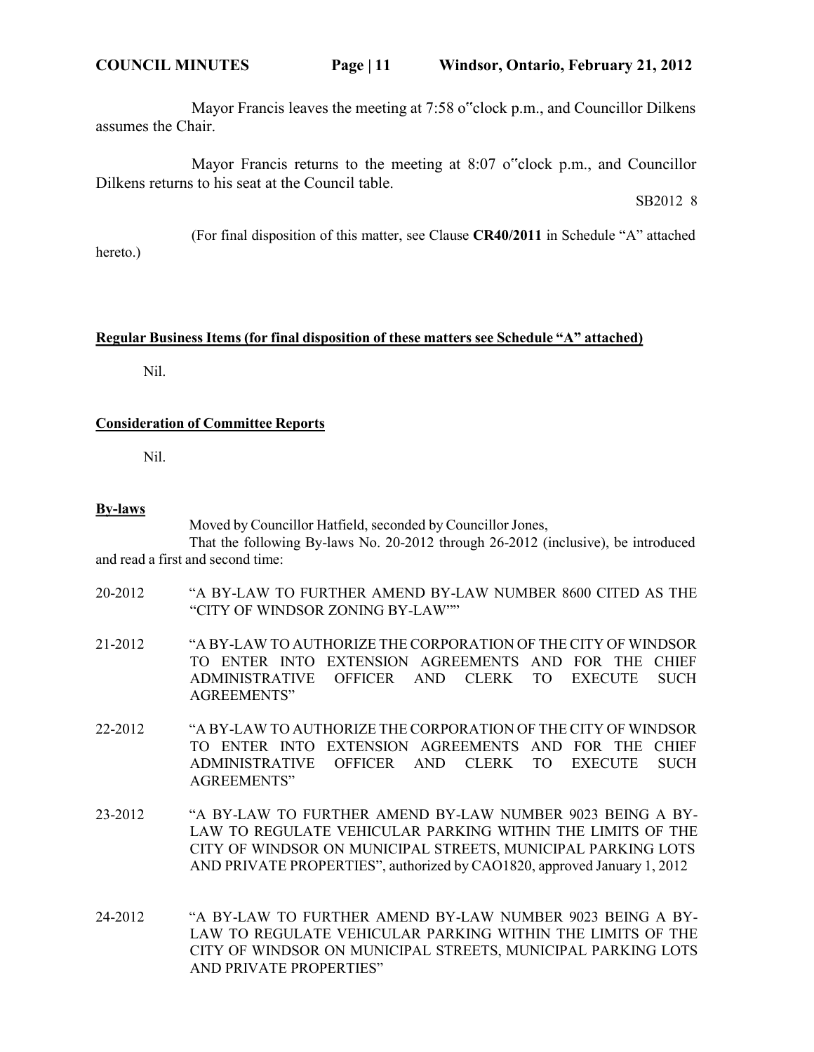Mayor Francis leaves the meeting at 7:58 o‟clock p.m., and Councillor Dilkens assumes the Chair.

Mayor Francis returns to the meeting at 8:07 o‟clock p.m., and Councillor Dilkens returns to his seat at the Council table.

SB2012 8

(For final disposition of this matter, see Clause **CR40/2011** in Schedule "A" attached hereto.)

**Regular Business Items (for final disposition of these matters see Schedule "A" attached)**

Nil.

**Consideration of Committee Reports**

Nil.

**By-laws**

Moved by Councillor Hatfield, seconded by Councillor Jones,

That the following By-laws No. 20-2012 through 26-2012 (inclusive), be introduced and read a first and second time:

20-2012 "A BY-LAW TO FURTHER AMEND BY-LAW NUMBER 8600 CITED AS THE "CITY OF WINDSOR ZONING BY-LAW""

21-2012 "A BY-LAW TO AUTHORIZE THE CORPORATION OF THE CITY OF WINDSOR TO ENTER INTO EXTENSION AGREEMENTS AND FOR THE CHIEF ADMINISTRATIVE OFFICER AND CLERK TO EXECUTE SUCH AGREEMENTS"

22-2012 "A BY-LAW TO AUTHORIZE THE CORPORATION OF THE CITY OF WINDSOR TO ENTER INTO EXTENSION AGREEMENTS AND FOR THE CHIEF ADMINISTRATIVE OFFICER AND CLERK TO EXECUTE SUCH AGREEMENTS"

23-2012 "A BY-LAW TO FURTHER AMEND BY-LAW NUMBER 9023 BEING A BY-LAW TO REGULATE VEHICULAR PARKING WITHIN THE LIMITS OF THE CITY OF WINDSOR ON MUNICIPAL STREETS, MUNICIPAL PARKING LOTS AND PRIVATE PROPERTIES", authorized by CAO1820, approved January 1, 2012

24-2012 "A BY-LAW TO FURTHER AMEND BY-LAW NUMBER 9023 BEING A BY-LAW TO REGULATE VEHICULAR PARKING WITHIN THE LIMITS OF THE CITY OF WINDSOR ON MUNICIPAL STREETS, MUNICIPAL PARKING LOTS AND PRIVATE PROPERTIES"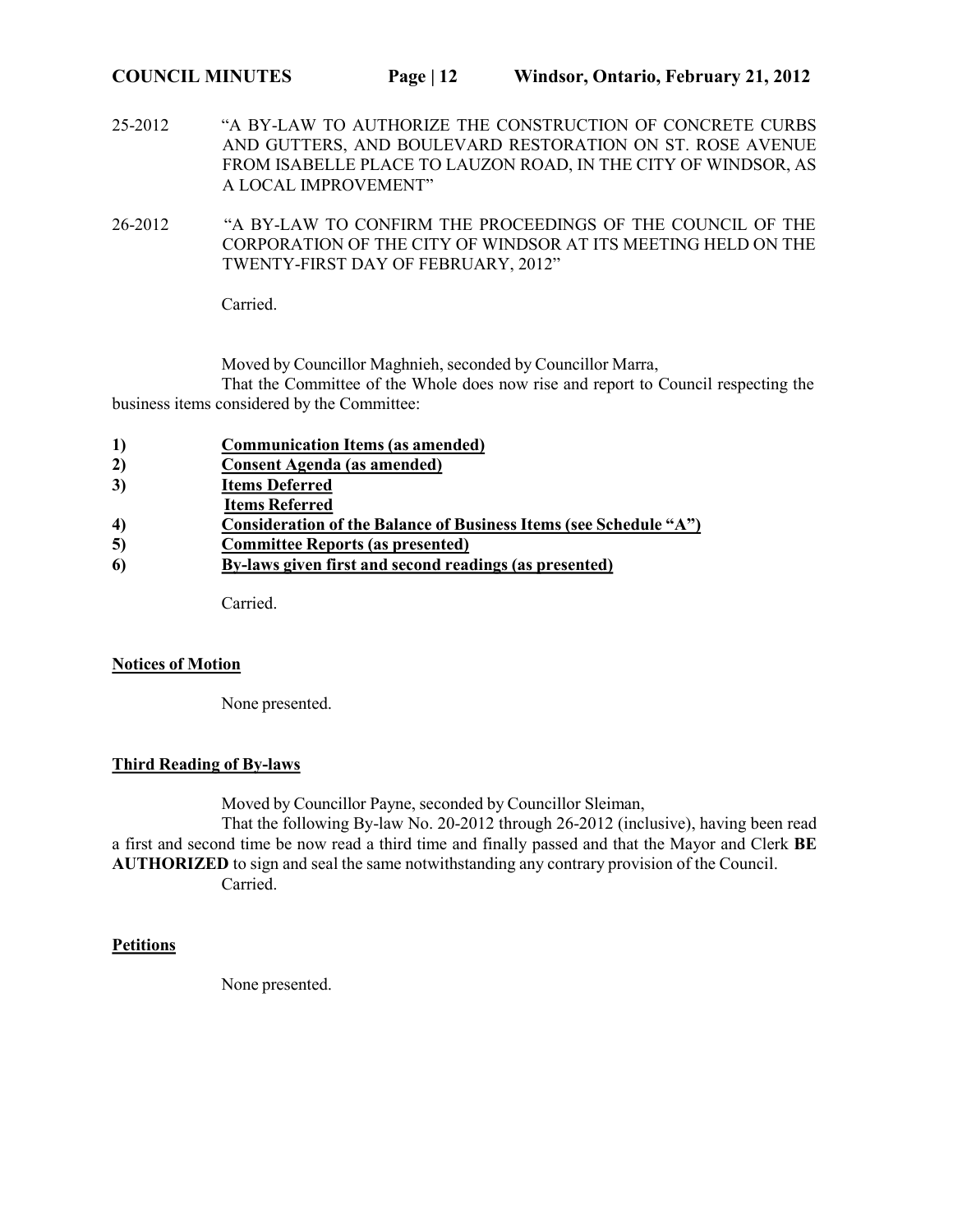25-2012 "A BY-LAW TO AUTHORIZE THE CONSTRUCTION OF CONCRETE CURBS AND GUTTERS, AND BOULEVARD RESTORATION ON ST. ROSE AVENUE FROM ISABELLE PLACE TO LAUZON ROAD, IN THE CITY OF WINDSOR, AS A LOCAL IMPROVEMENT"

26-2012 "A BY-LAW TO CONFIRM THE PROCEEDINGS OF THE COUNCIL OF THE CORPORATION OF THE CITY OF WINDSOR AT ITS MEETING HELD ON THE TWENTY-FIRST DAY OF FEBRUARY, 2012"

Carried.

Moved by Councillor Maghnieh, seconded by Councillor Marra,

That the Committee of the Whole does now rise and report to Council respecting the business items considered by the Committee:

1) **Communication Items (as amended)**
2) **Consent Agenda (as amended)**
3) **Items Deferred**
   **Items Referred**
4) **Consideration of the Balance of Business Items (see Schedule "A")**
5) **Committee Reports (as presented)**
6) **By-laws given first and second readings (as presented)**

Carried.

**Notices of Motion**

None presented.

**Third Reading of By-laws**

Moved by Councillor Payne, seconded by Councillor Sleiman,

That the following By-law No. 20-2012 through 26-2012 (inclusive), having been read a first and second time be now read a third time and finally passed and that the Mayor and Clerk **BE AUTHORIZED** to sign and seal the same notwithstanding any contrary provision of the Council.

Carried.

**Petitions**

None presented.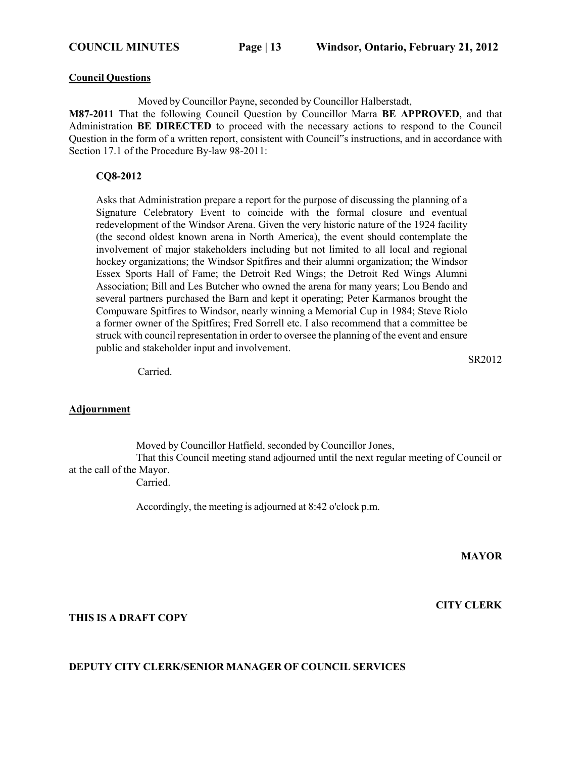**Council Questions**

Moved by Councillor Payne, seconded by Councillor Halberstadt,

**M87-2011** That the following Council Question by Councillor Marra **BE APPROVED**, and that Administration **BE DIRECTED** to proceed with the necessary actions to respond to the Council Question in the form of a written report, consistent with Council"s instructions, and in accordance with Section 17.1 of the Procedure By-law 98-2011:

**CQ8-2012**

Asks that Administration prepare a report for the purpose of discussing the planning of a Signature Celebratory Event to coincide with the formal closure and eventual redevelopment of the Windsor Arena. Given the very historic nature of the 1924 facility (the second oldest known arena in North America), the event should contemplate the involvement of major stakeholders including but not limited to all local and regional hockey organizations; the Windsor Spitfires and their alumni organization; the Windsor Essex Sports Hall of Fame; the Detroit Red Wings; the Detroit Red Wings Alumni Association; Bill and Les Butcher who owned the arena for many years; Lou Bendo and several partners purchased the Barn and kept it operating; Peter Karmanos brought the Compuware Spitfires to Windsor, nearly winning a Memorial Cup in 1984; Steve Riolo a former owner of the Spitfires; Fred Sorrell etc. I also recommend that a committee be struck with council representation in order to oversee the planning of the event and ensure public and stakeholder input and involvement.

SR2012

Carried.

**Adjournment**

Moved by Councillor Hatfield, seconded by Councillor Jones,

That this Council meeting stand adjourned until the next regular meeting of Council or at the call of the Mayor.

Carried.

Accordingly, the meeting is adjourned at 8:42 o'clock p.m.

**MAYOR**

**CITY CLERK**

**THIS IS A DRAFT COPY**

**DEPUTY CITY CLERK/SENIOR MANAGER OF COUNCIL SERVICES**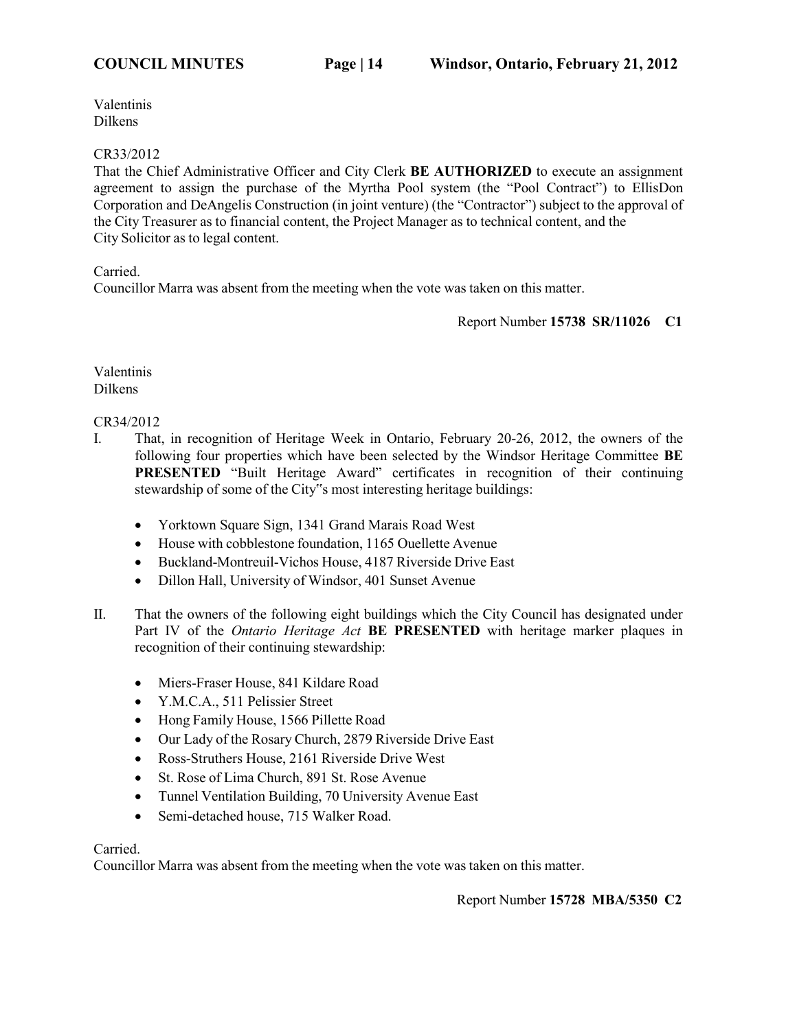Valentinis
Dilkens

CR33/2012
That the Chief Administrative Officer and City Clerk **BE AUTHORIZED** to execute an assignment agreement to assign the purchase of the Myrtha Pool system (the "Pool Contract") to EllisDon Corporation and DeAngelis Construction (in joint venture) (the "Contractor") subject to the approval of the City Treasurer as to financial content, the Project Manager as to technical content, and the City Solicitor as to legal content.

Carried.
Councillor Marra was absent from the meeting when the vote was taken on this matter.

Report Number **15738 SR/11026 C1**

Valentinis
Dilkens

CR34/2012

I. That, in recognition of Heritage Week in Ontario, February 20-26, 2012, the owners of the following four properties which have been selected by the Windsor Heritage Committee **BE PRESENTED** "Built Heritage Award" certificates in recognition of their continuing stewardship of some of the City"s most interesting heritage buildings:

   - Yorktown Square Sign, 1341 Grand Marais Road West
   - House with cobblestone foundation, 1165 Ouellette Avenue
   - Buckland-Montreuil-Vichos House, 4187 Riverside Drive East
   - Dillon Hall, University of Windsor, 401 Sunset Avenue

II. That the owners of the following eight buildings which the City Council has designated under Part IV of the *Ontario Heritage Act* **BE PRESENTED** with heritage marker plaques in recognition of their continuing stewardship:

   - Miers-Fraser House, 841 Kildare Road
   - Y.M.C.A., 511 Pelissier Street
   - Hong Family House, 1566 Pillette Road
   - Our Lady of the Rosary Church, 2879 Riverside Drive East
   - Ross-Struthers House, 2161 Riverside Drive West
   - St. Rose of Lima Church, 891 St. Rose Avenue
   - Tunnel Ventilation Building, 70 University Avenue East
   - Semi-detached house, 715 Walker Road.

Carried.
Councillor Marra was absent from the meeting when the vote was taken on this matter.

Report Number **15728 MBA/5350 C2**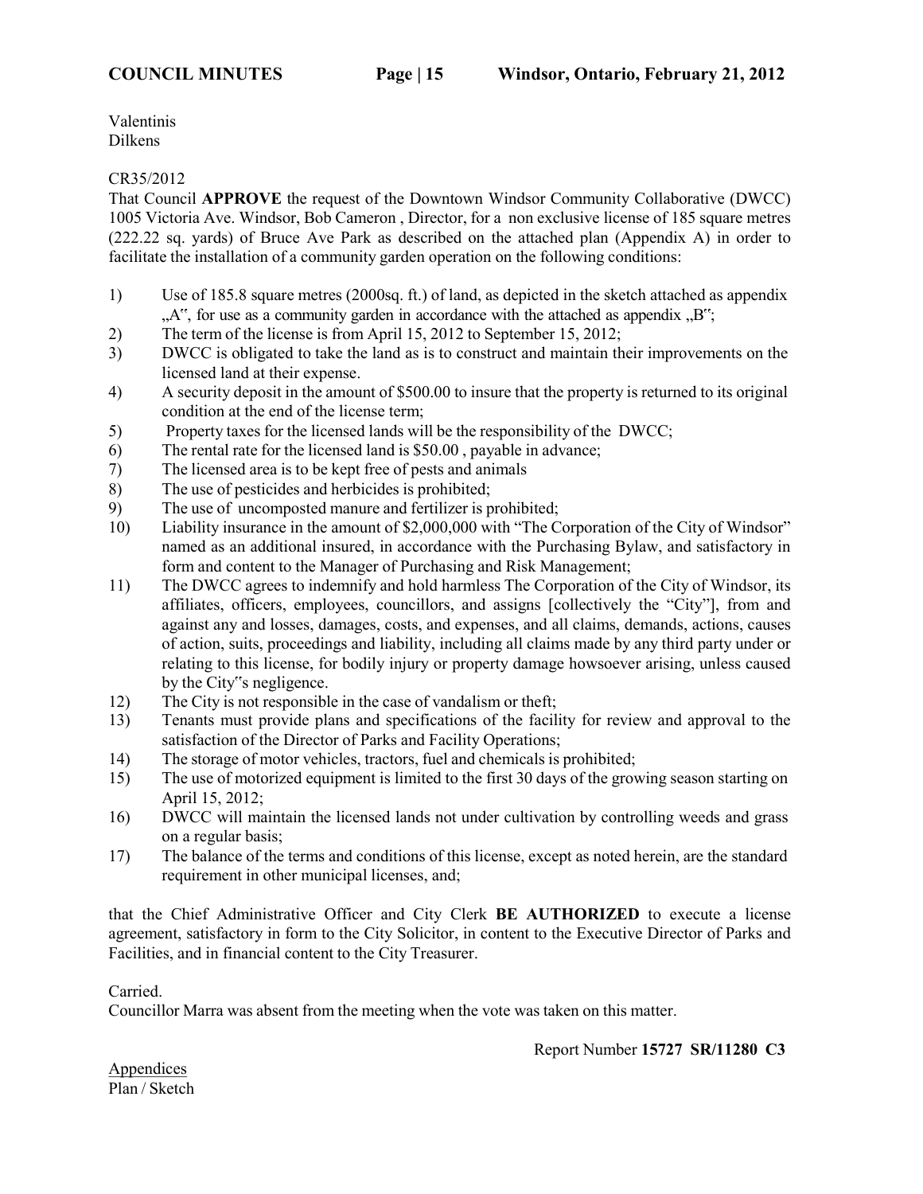Valentinis
Dilkens

CR35/2012

That Council **APPROVE** the request of the Downtown Windsor Community Collaborative (DWCC) 1005 Victoria Ave. Windsor, Bob Cameron , Director, for a non exclusive license of 185 square metres (222.22 sq. yards) of Bruce Ave Park as described on the attached plan (Appendix A) in order to facilitate the installation of a community garden operation on the following conditions:

1) Use of 185.8 square metres (2000sq. ft.) of land, as depicted in the sketch attached as appendix „A", for use as a community garden in accordance with the attached as appendix „B";
2) The term of the license is from April 15, 2012 to September 15, 2012;
3) DWCC is obligated to take the land as is to construct and maintain their improvements on the licensed land at their expense.
4) A security deposit in the amount of $500.00 to insure that the property is returned to its original condition at the end of the license term;
5) Property taxes for the licensed lands will be the responsibility of the DWCC;
6) The rental rate for the licensed land is $50.00 , payable in advance;
7) The licensed area is to be kept free of pests and animals
8) The use of pesticides and herbicides is prohibited;
9) The use of uncomposted manure and fertilizer is prohibited;
10) Liability insurance in the amount of $2,000,000 with "The Corporation of the City of Windsor" named as an additional insured, in accordance with the Purchasing Bylaw, and satisfactory in form and content to the Manager of Purchasing and Risk Management;
11) The DWCC agrees to indemnify and hold harmless The Corporation of the City of Windsor, its affiliates, officers, employees, councillors, and assigns [collectively the "City"], from and against any and losses, damages, costs, and expenses, and all claims, demands, actions, causes of action, suits, proceedings and liability, including all claims made by any third party under or relating to this license, for bodily injury or property damage howsoever arising, unless caused by the City"s negligence.
12) The City is not responsible in the case of vandalism or theft;
13) Tenants must provide plans and specifications of the facility for review and approval to the satisfaction of the Director of Parks and Facility Operations;
14) The storage of motor vehicles, tractors, fuel and chemicals is prohibited;
15) The use of motorized equipment is limited to the first 30 days of the growing season starting on April 15, 2012;
16) DWCC will maintain the licensed lands not under cultivation by controlling weeds and grass on a regular basis;
17) The balance of the terms and conditions of this license, except as noted herein, are the standard requirement in other municipal licenses, and;

that the Chief Administrative Officer and City Clerk **BE AUTHORIZED** to execute a license agreement, satisfactory in form to the City Solicitor, in content to the Executive Director of Parks and Facilities, and in financial content to the City Treasurer.

Carried.
Councillor Marra was absent from the meeting when the vote was taken on this matter.

Report Number **15727 SR/11280 C3**

Appendices
Plan / Sketch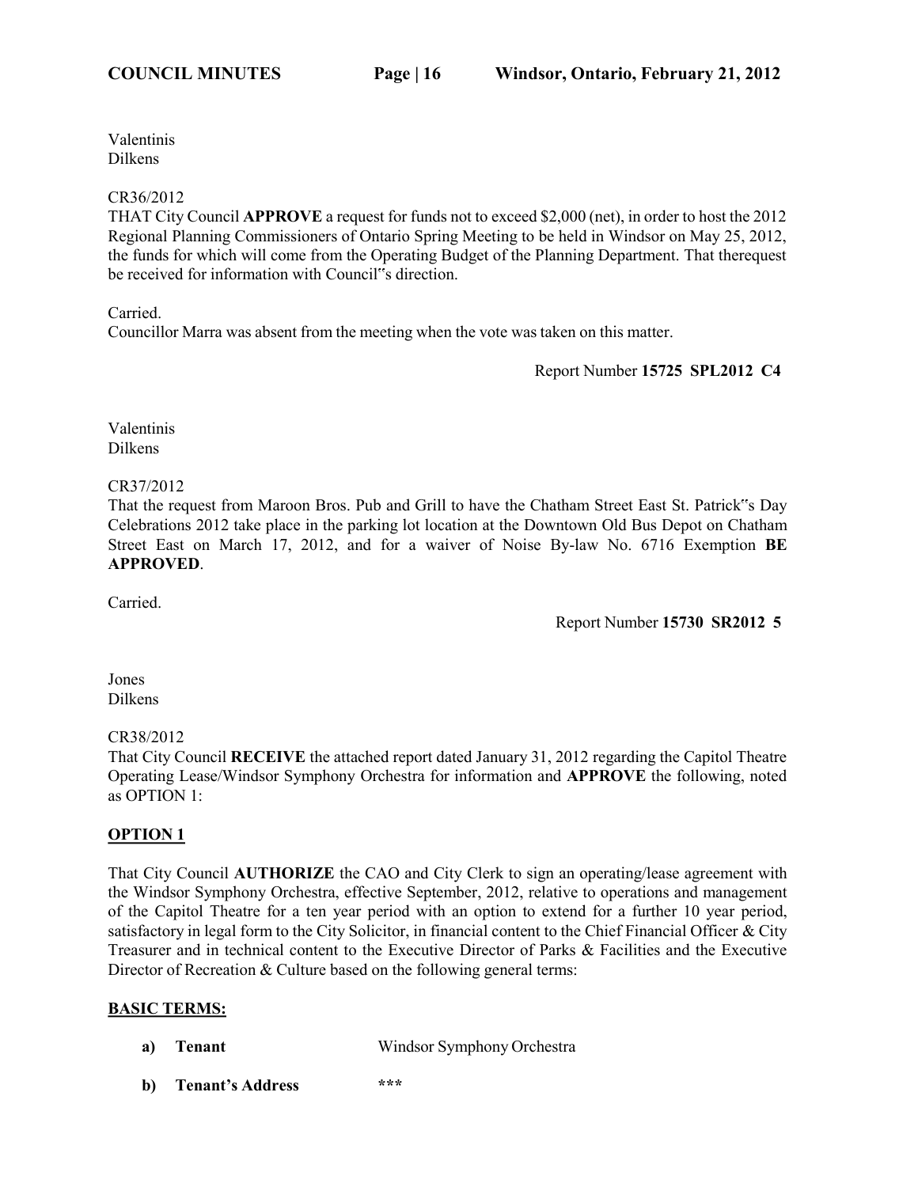Valentinis
Dilkens

CR36/2012
THAT City Council **APPROVE** a request for funds not to exceed $2,000 (net), in order to host the 2012 Regional Planning Commissioners of Ontario Spring Meeting to be held in Windsor on May 25, 2012, the funds for which will come from the Operating Budget of the Planning Department. That therequest be received for information with Council"s direction.

Carried.
Councillor Marra was absent from the meeting when the vote was taken on this matter.

Report Number **15725 SPL2012 C4**

Valentinis
Dilkens

CR37/2012
That the request from Maroon Bros. Pub and Grill to have the Chatham Street East St. Patrick"s Day Celebrations 2012 take place in the parking lot location at the Downtown Old Bus Depot on Chatham Street East on March 17, 2012, and for a waiver of Noise By-law No. 6716 Exemption **BE APPROVED**.

Carried.

Report Number **15730 SR2012 5**

Jones
Dilkens

CR38/2012
That City Council **RECEIVE** the attached report dated January 31, 2012 regarding the Capitol Theatre Operating Lease/Windsor Symphony Orchestra for information and **APPROVE** the following, noted as OPTION 1:

**OPTION 1**

That City Council **AUTHORIZE** the CAO and City Clerk to sign an operating/lease agreement with the Windsor Symphony Orchestra, effective September, 2012, relative to operations and management of the Capitol Theatre for a ten year period with an option to extend for a further 10 year period, satisfactory in legal form to the City Solicitor, in financial content to the Chief Financial Officer & City Treasurer and in technical content to the Executive Director of Parks & Facilities and the Executive Director of Recreation & Culture based on the following general terms:

**BASIC TERMS:**

**a) Tenant** Windsor Symphony Orchestra

**b) Tenant's Address** ***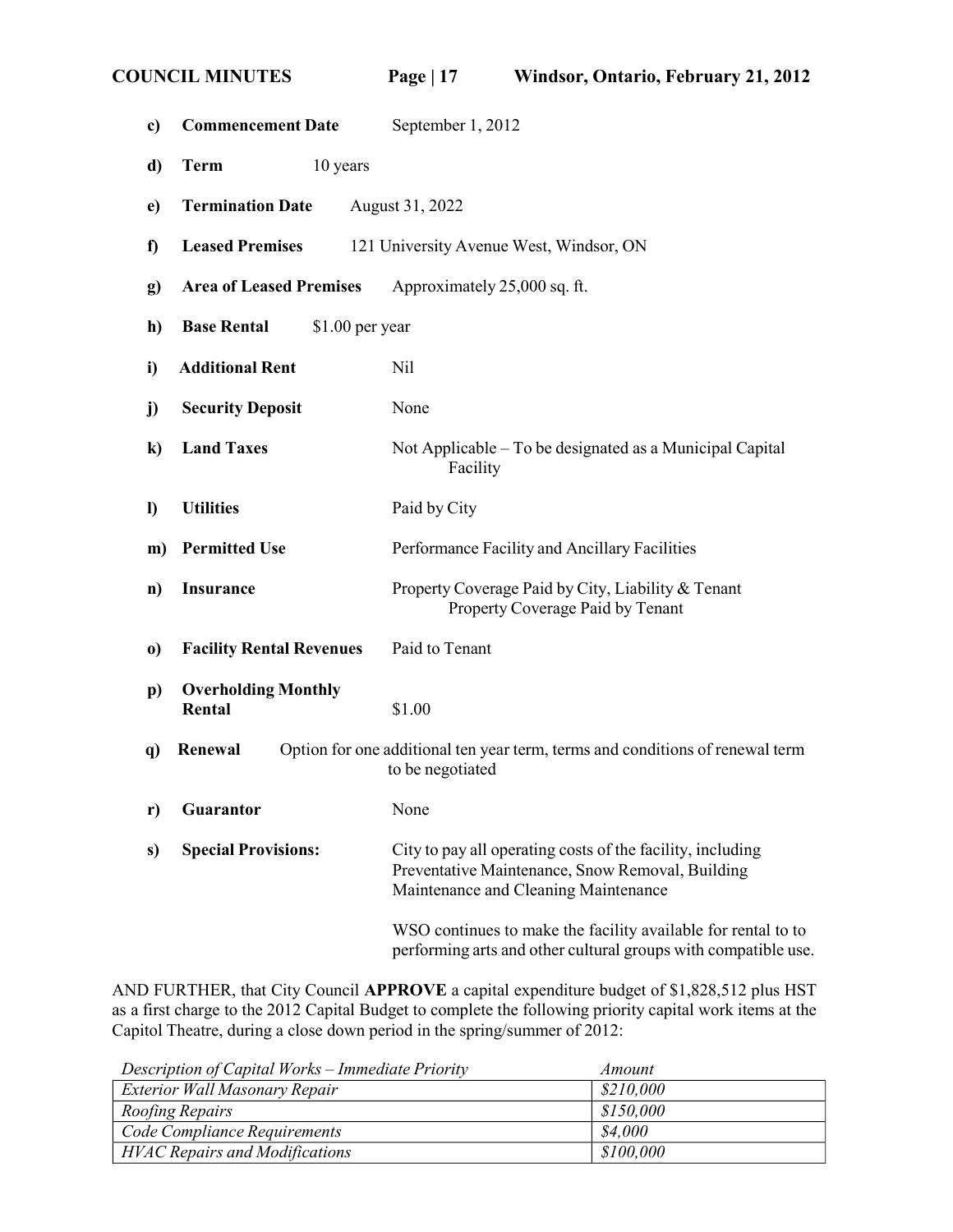c) **Commencement Date** September 1, 2012

d) **Term** 10 years

e) **Termination Date** August 31, 2022

f) **Leased Premises** 121 University Avenue West, Windsor, ON

g) **Area of Leased Premises** Approximately 25,000 sq. ft.

h) **Base Rental** $1.00 per year

i) **Additional Rent** Nil

j) **Security Deposit** None

k) **Land Taxes** Not Applicable – To be designated as a Municipal Capital Facility

l) **Utilities** Paid by City

m) **Permitted Use** Performance Facility and Ancillary Facilities

n) **Insurance** Property Coverage Paid by City, Liability & Tenant Property Coverage Paid by Tenant

o) **Facility Rental Revenues** Paid to Tenant

p) **Overholding Monthly Rental** $1.00

q) **Renewal** Option for one additional ten year term, terms and conditions of renewal term to be negotiated

r) **Guarantor** None

s) **Special Provisions:** City to pay all operating costs of the facility, including Preventative Maintenance, Snow Removal, Building Maintenance and Cleaning Maintenance

WSO continues to make the facility available for rental to to performing arts and other cultural groups with compatible use.

AND FURTHER, that City Council **APPROVE** a capital expenditure budget of $1,828,512 plus HST as a first charge to the 2012 Capital Budget to complete the following priority capital work items at the Capitol Theatre, during a close down period in the spring/summer of 2012:

| *Description of Capital Works – Immediate Priority* | *Amount* |
|---|---|
| *Exterior Wall Masonary Repair* | *$210,000* |
| *Roofing Repairs* | *$150,000* |
| *Code Compliance Requirements* | *$4,000* |
| *HVAC Repairs and Modifications* | *$100,000* |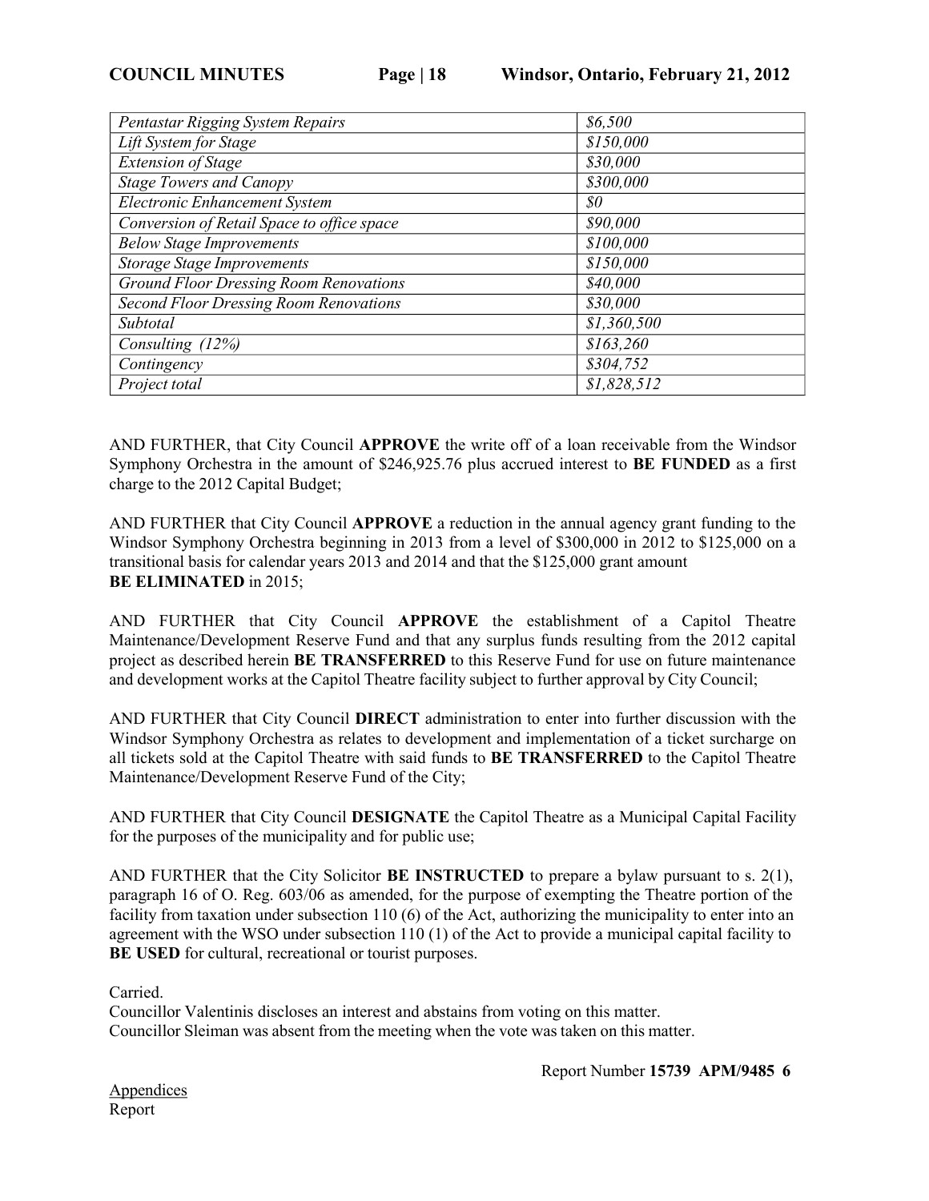| *Pentastar Rigging System Repairs* | *$6,500* |
|---|---|
| *Lift System for Stage* | *$150,000* |
| *Extension of Stage* | *$30,000* |
| *Stage Towers and Canopy* | *$300,000* |
| *Electronic Enhancement System* | *$0* |
| *Conversion of Retail Space to office space* | *$90,000* |
| *Below Stage Improvements* | *$100,000* |
| *Storage Stage Improvements* | *$150,000* |
| *Ground Floor Dressing Room Renovations* | *$40,000* |
| *Second Floor Dressing Room Renovations* | *$30,000* |
| *Subtotal* | *$1,360,500* |
| *Consulting (12%)* | *$163,260* |
| *Contingency* | *$304,752* |
| *Project total* | *$1,828,512* |

AND FURTHER, that City Council **APPROVE** the write off of a loan receivable from the Windsor Symphony Orchestra in the amount of $246,925.76 plus accrued interest to **BE FUNDED** as a first charge to the 2012 Capital Budget;

AND FURTHER that City Council **APPROVE** a reduction in the annual agency grant funding to the Windsor Symphony Orchestra beginning in 2013 from a level of $300,000 in 2012 to $125,000 on a transitional basis for calendar years 2013 and 2014 and that the $125,000 grant amount **BE ELIMINATED** in 2015;

AND FURTHER that City Council **APPROVE** the establishment of a Capitol Theatre Maintenance/Development Reserve Fund and that any surplus funds resulting from the 2012 capital project as described herein **BE TRANSFERRED** to this Reserve Fund for use on future maintenance and development works at the Capitol Theatre facility subject to further approval by City Council;

AND FURTHER that City Council **DIRECT** administration to enter into further discussion with the Windsor Symphony Orchestra as relates to development and implementation of a ticket surcharge on all tickets sold at the Capitol Theatre with said funds to **BE TRANSFERRED** to the Capitol Theatre Maintenance/Development Reserve Fund of the City;

AND FURTHER that City Council **DESIGNATE** the Capitol Theatre as a Municipal Capital Facility for the purposes of the municipality and for public use;

AND FURTHER that the City Solicitor **BE INSTRUCTED** to prepare a bylaw pursuant to s. 2(1), paragraph 16 of O. Reg. 603/06 as amended, for the purpose of exempting the Theatre portion of the facility from taxation under subsection 110 (6) of the Act, authorizing the municipality to enter into an agreement with the WSO under subsection 110 (1) of the Act to provide a municipal capital facility to **BE USED** for cultural, recreational or tourist purposes.

Carried.
Councillor Valentinis discloses an interest and abstains from voting on this matter.
Councillor Sleiman was absent from the meeting when the vote was taken on this matter.

Report Number **15739 APM/9485 6**

Appendices
Report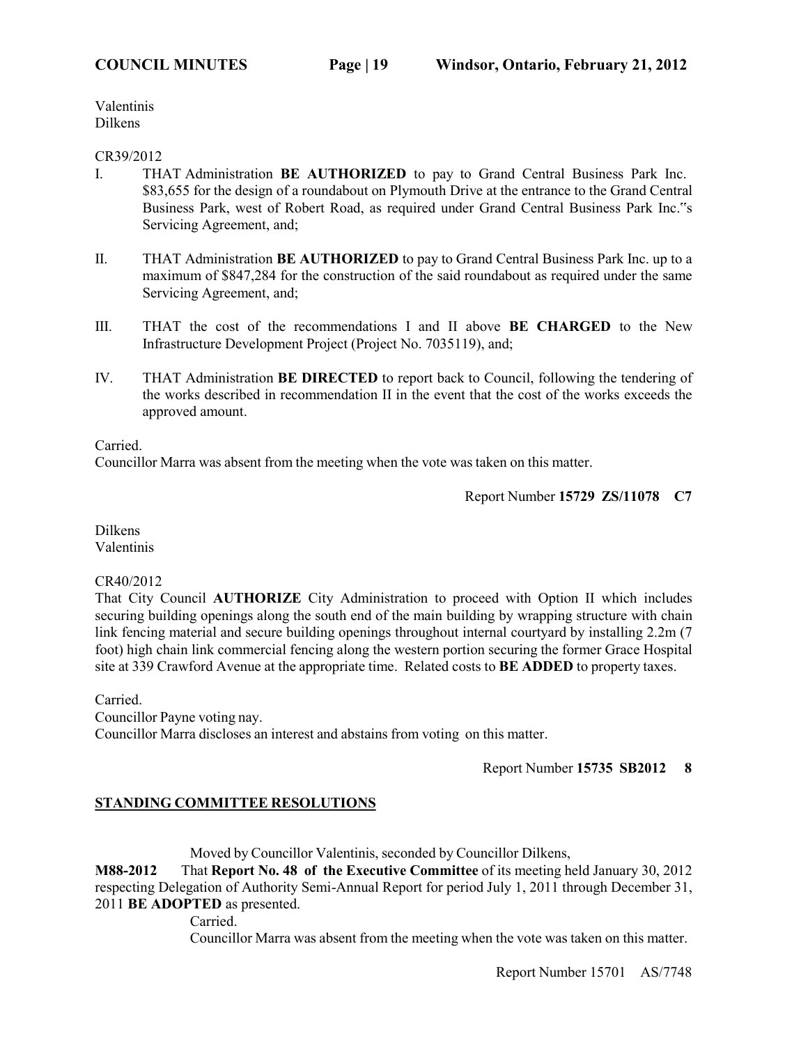Valentinis
Dilkens

CR39/2012

I. THAT Administration **BE AUTHORIZED** to pay to Grand Central Business Park Inc. $83,655 for the design of a roundabout on Plymouth Drive at the entrance to the Grand Central Business Park, west of Robert Road, as required under Grand Central Business Park Inc.‟s Servicing Agreement, and;

II. THAT Administration **BE AUTHORIZED** to pay to Grand Central Business Park Inc. up to a maximum of $847,284 for the construction of the said roundabout as required under the same Servicing Agreement, and;

III. THAT the cost of the recommendations I and II above **BE CHARGED** to the New Infrastructure Development Project (Project No. 7035119), and;

IV. THAT Administration **BE DIRECTED** to report back to Council, following the tendering of the works described in recommendation II in the event that the cost of the works exceeds the approved amount.

Carried.
Councillor Marra was absent from the meeting when the vote was taken on this matter.

Report Number **15729 ZS/11078 C7**

Dilkens
Valentinis

CR40/2012
That City Council **AUTHORIZE** City Administration to proceed with Option II which includes securing building openings along the south end of the main building by wrapping structure with chain link fencing material and secure building openings throughout internal courtyard by installing 2.2m (7 foot) high chain link commercial fencing along the western portion securing the former Grace Hospital site at 339 Crawford Avenue at the appropriate time. Related costs to **BE ADDED** to property taxes.

Carried.
Councillor Payne voting nay.
Councillor Marra discloses an interest and abstains from voting on this matter.

Report Number **15735 SB2012 8**

## STANDING COMMITTEE RESOLUTIONS

Moved by Councillor Valentinis, seconded by Councillor Dilkens,

**M88-2012** That **Report No. 48 of the Executive Committee** of its meeting held January 30, 2012 respecting Delegation of Authority Semi-Annual Report for period July 1, 2011 through December 31, 2011 **BE ADOPTED** as presented.

Carried.
Councillor Marra was absent from the meeting when the vote was taken on this matter.

Report Number 15701 AS/7748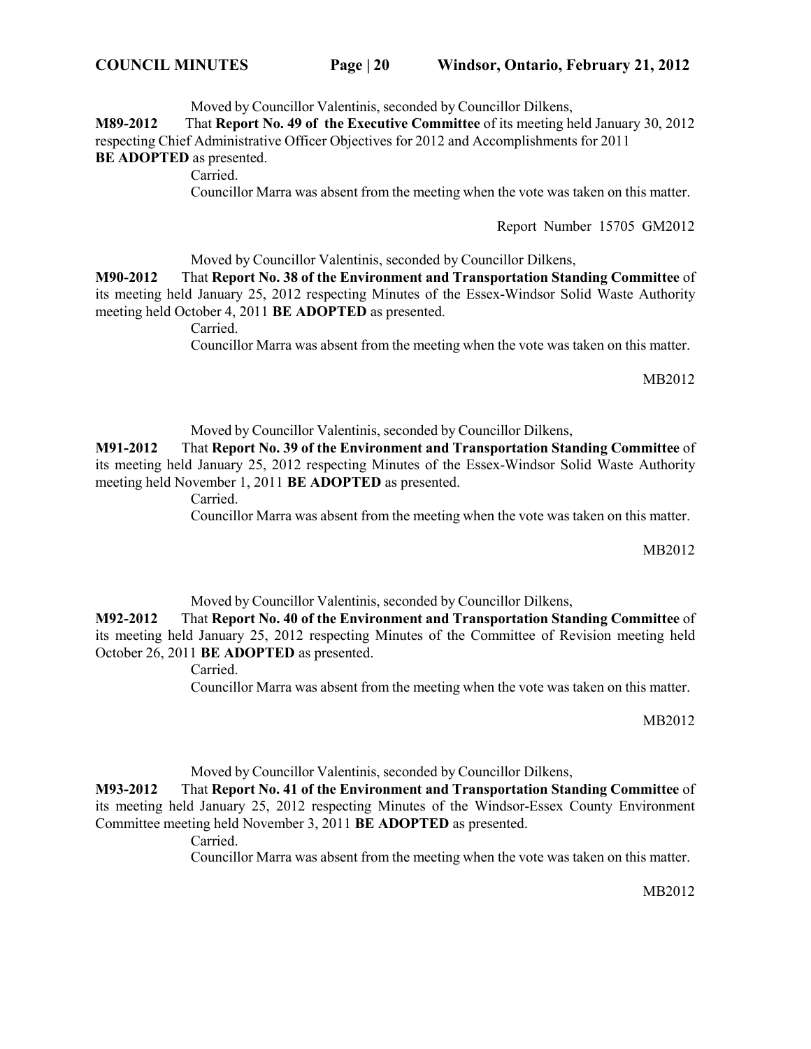Moved by Councillor Valentinis, seconded by Councillor Dilkens,

**M89-2012** That **Report No. 49 of the Executive Committee** of its meeting held January 30, 2012 respecting Chief Administrative Officer Objectives for 2012 and Accomplishments for 2011 **BE ADOPTED** as presented.

Carried.

Councillor Marra was absent from the meeting when the vote was taken on this matter.

Report Number 15705 GM2012

Moved by Councillor Valentinis, seconded by Councillor Dilkens,

**M90-2012** That **Report No. 38 of the Environment and Transportation Standing Committee** of its meeting held January 25, 2012 respecting Minutes of the Essex-Windsor Solid Waste Authority meeting held October 4, 2011 **BE ADOPTED** as presented.

Carried.

Councillor Marra was absent from the meeting when the vote was taken on this matter.

MB2012

Moved by Councillor Valentinis, seconded by Councillor Dilkens,

**M91-2012** That **Report No. 39 of the Environment and Transportation Standing Committee** of its meeting held January 25, 2012 respecting Minutes of the Essex-Windsor Solid Waste Authority meeting held November 1, 2011 **BE ADOPTED** as presented.

Carried.

Councillor Marra was absent from the meeting when the vote was taken on this matter.

MB2012

Moved by Councillor Valentinis, seconded by Councillor Dilkens,

**M92-2012** That **Report No. 40 of the Environment and Transportation Standing Committee** of its meeting held January 25, 2012 respecting Minutes of the Committee of Revision meeting held October 26, 2011 **BE ADOPTED** as presented.

Carried.

Councillor Marra was absent from the meeting when the vote was taken on this matter.

MB2012

Moved by Councillor Valentinis, seconded by Councillor Dilkens,

**M93-2012** That **Report No. 41 of the Environment and Transportation Standing Committee** of its meeting held January 25, 2012 respecting Minutes of the Windsor-Essex County Environment Committee meeting held November 3, 2011 **BE ADOPTED** as presented.

Carried.

Councillor Marra was absent from the meeting when the vote was taken on this matter.

MB2012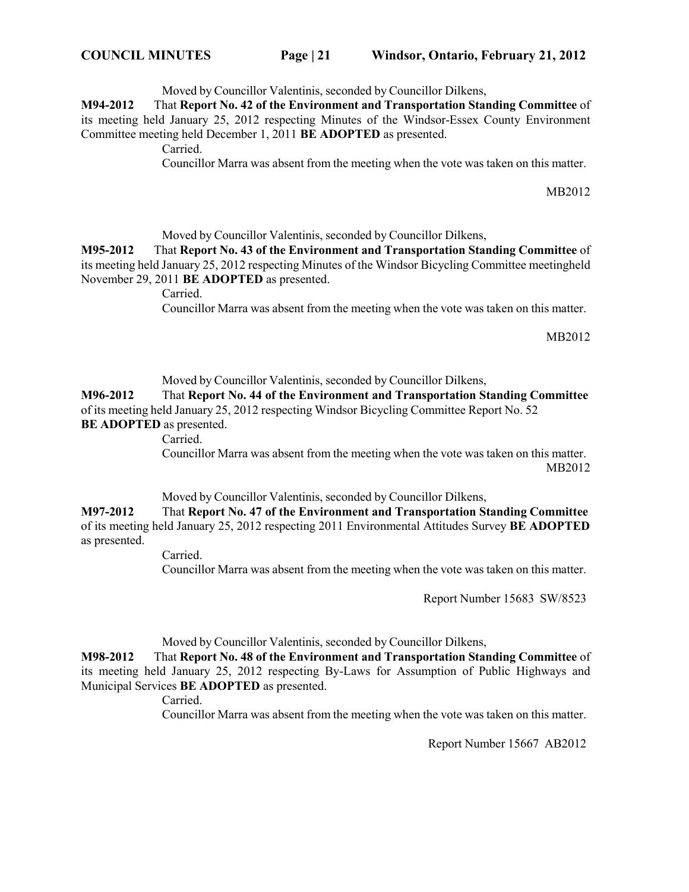Moved by Councillor Valentinis, seconded by Councillor Dilkens,

**M94-2012** That **Report No. 42 of the Environment and Transportation Standing Committee** of its meeting held January 25, 2012 respecting Minutes of the Windsor-Essex County Environment Committee meeting held December 1, 2011 **BE ADOPTED** as presented.

Carried.

Councillor Marra was absent from the meeting when the vote was taken on this matter.

MB2012

Moved by Councillor Valentinis, seconded by Councillor Dilkens,

**M95-2012** That **Report No. 43 of the Environment and Transportation Standing Committee** of its meeting held January 25, 2012 respecting Minutes of the Windsor Bicycling Committee meetingheld November 29, 2011 **BE ADOPTED** as presented.

Carried.

Councillor Marra was absent from the meeting when the vote was taken on this matter.

MB2012

Moved by Councillor Valentinis, seconded by Councillor Dilkens,

**M96-2012** That **Report No. 44 of the Environment and Transportation Standing Committee** of its meeting held January 25, 2012 respecting Windsor Bicycling Committee Report No. 52 **BE ADOPTED** as presented.

Carried.

Councillor Marra was absent from the meeting when the vote was taken on this matter.

MB2012

Moved by Councillor Valentinis, seconded by Councillor Dilkens,

**M97-2012** That **Report No. 47 of the Environment and Transportation Standing Committee** of its meeting held January 25, 2012 respecting 2011 Environmental Attitudes Survey **BE ADOPTED** as presented.

Carried.

Councillor Marra was absent from the meeting when the vote was taken on this matter.

Report Number 15683 SW/8523

Moved by Councillor Valentinis, seconded by Councillor Dilkens,

**M98-2012** That **Report No. 48 of the Environment and Transportation Standing Committee** of its meeting held January 25, 2012 respecting By-Laws for Assumption of Public Highways and Municipal Services **BE ADOPTED** as presented.

Carried.

Councillor Marra was absent from the meeting when the vote was taken on this matter.

Report Number 15667 AB2012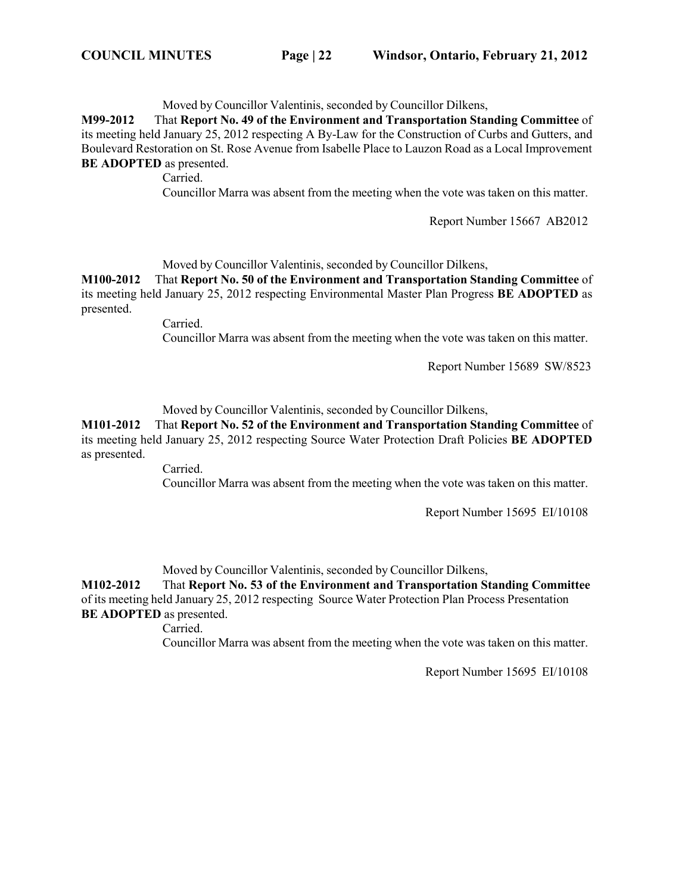Moved by Councillor Valentinis, seconded by Councillor Dilkens,

**M99-2012** That **Report No. 49 of the Environment and Transportation Standing Committee** of its meeting held January 25, 2012 respecting A By-Law for the Construction of Curbs and Gutters, and Boulevard Restoration on St. Rose Avenue from Isabelle Place to Lauzon Road as a Local Improvement **BE ADOPTED** as presented.

Carried.

Councillor Marra was absent from the meeting when the vote was taken on this matter.

Report Number 15667 AB2012

Moved by Councillor Valentinis, seconded by Councillor Dilkens,

**M100-2012** That **Report No. 50 of the Environment and Transportation Standing Committee** of its meeting held January 25, 2012 respecting Environmental Master Plan Progress **BE ADOPTED** as presented.

Carried.

Councillor Marra was absent from the meeting when the vote was taken on this matter.

Report Number 15689 SW/8523

Moved by Councillor Valentinis, seconded by Councillor Dilkens,

**M101-2012** That **Report No. 52 of the Environment and Transportation Standing Committee** of its meeting held January 25, 2012 respecting Source Water Protection Draft Policies **BE ADOPTED** as presented.

Carried.

Councillor Marra was absent from the meeting when the vote was taken on this matter.

Report Number 15695 EI/10108

Moved by Councillor Valentinis, seconded by Councillor Dilkens,

**M102-2012** That **Report No. 53 of the Environment and Transportation Standing Committee** of its meeting held January 25, 2012 respecting Source Water Protection Plan Process Presentation **BE ADOPTED** as presented.

Carried.

Councillor Marra was absent from the meeting when the vote was taken on this matter.

Report Number 15695 EI/10108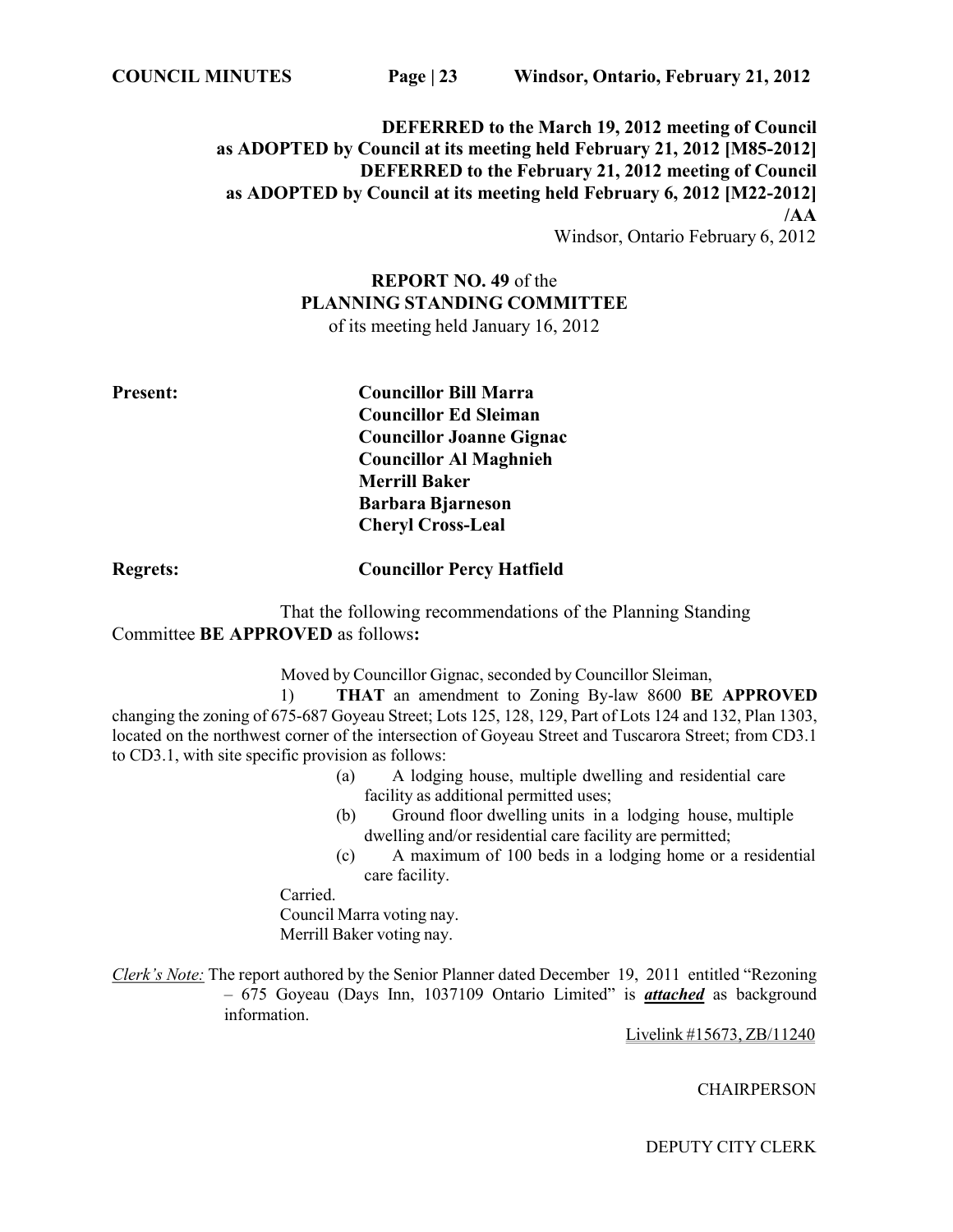**DEFERRED to the March 19, 2012 meeting of Council**
**as ADOPTED by Council at its meeting held February 21, 2012 [M85-2012]**
**DEFERRED to the February 21, 2012 meeting of Council**
**as ADOPTED by Council at its meeting held February 6, 2012 [M22-2012]**
**/AA**
Windsor, Ontario February 6, 2012

**REPORT NO. 49** of the
**PLANNING STANDING COMMITTEE**
of its meeting held January 16, 2012

**Present:**
**Councillor Bill Marra**
**Councillor Ed Sleiman**
**Councillor Joanne Gignac**
**Councillor Al Maghnieh**
**Merrill Baker**
**Barbara Bjarneson**
**Cheryl Cross-Leal**

**Regrets:** **Councillor Percy Hatfield**

That the following recommendations of the Planning Standing Committee **BE APPROVED** as follows**:**

Moved by Councillor Gignac, seconded by Councillor Sleiman,

1) **THAT** an amendment to Zoning By-law 8600 **BE APPROVED** changing the zoning of 675-687 Goyeau Street; Lots 125, 128, 129, Part of Lots 124 and 132, Plan 1303, located on the northwest corner of the intersection of Goyeau Street and Tuscarora Street; from CD3.1 to CD3.1, with site specific provision as follows:

(a) A lodging house, multiple dwelling and residential care facility as additional permitted uses;
(b) Ground floor dwelling units in a lodging house, multiple dwelling and/or residential care facility are permitted;
(c) A maximum of 100 beds in a lodging home or a residential care facility.

Carried.
Council Marra voting nay.
Merrill Baker voting nay.

*Clerk's Note:* The report authored by the Senior Planner dated December 19, 2011 entitled "Rezoning – 675 Goyeau (Days Inn, 1037109 Ontario Limited" is ***attached*** as background information.

Livelink #15673, ZB/11240

CHAIRPERSON

DEPUTY CITY CLERK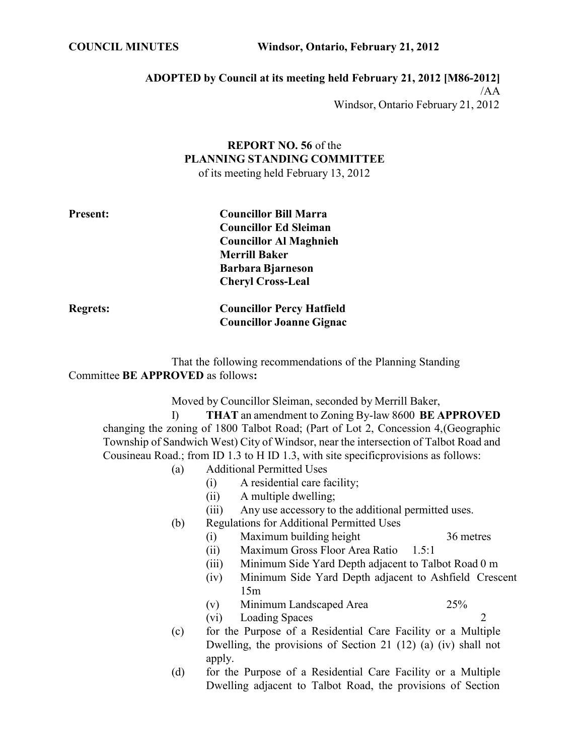**COUNCIL MINUTES Windsor, Ontario, February 21, 2012**

**ADOPTED by Council at its meeting held February 21, 2012 [M86-2012]**
/AA
Windsor, Ontario February 21, 2012

**REPORT NO. 56** of the
**PLANNING STANDING COMMITTEE**
of its meeting held February 13, 2012

**Present:**
**Councillor Bill Marra**
**Councillor Ed Sleiman**
**Councillor Al Maghnieh**
**Merrill Baker**
**Barbara Bjarneson**
**Cheryl Cross-Leal**

**Regrets:**
**Councillor Percy Hatfield**
**Councillor Joanne Gignac**

That the following recommendations of the Planning Standing Committee **BE APPROVED** as follows**:**

Moved by Councillor Sleiman, seconded by Merrill Baker,

I) **THAT** an amendment to Zoning By-law 8600 **BE APPROVED** changing the zoning of 1800 Talbot Road; (Part of Lot 2, Concession 4,(Geographic Township of Sandwich West) City of Windsor, near the intersection of Talbot Road and Cousineau Road.; from ID 1.3 to H ID 1.3, with site specificprovisions as follows:

(a) Additional Permitted Uses
  (i) A residential care facility;
  (ii) A multiple dwelling;
  (iii) Any use accessory to the additional permitted uses.

(b) Regulations for Additional Permitted Uses
  (i) Maximum building height 36 metres
  (ii) Maximum Gross Floor Area Ratio 1.5:1
  (iii) Minimum Side Yard Depth adjacent to Talbot Road 0 m
  (iv) Minimum Side Yard Depth adjacent to Ashfield Crescent 15m
  (v) Minimum Landscaped Area 25%
  (vi) Loading Spaces 2

(c) for the Purpose of a Residential Care Facility or a Multiple Dwelling, the provisions of Section 21 (12) (a) (iv) shall not apply.

(d) for the Purpose of a Residential Care Facility or a Multiple Dwelling adjacent to Talbot Road, the provisions of Section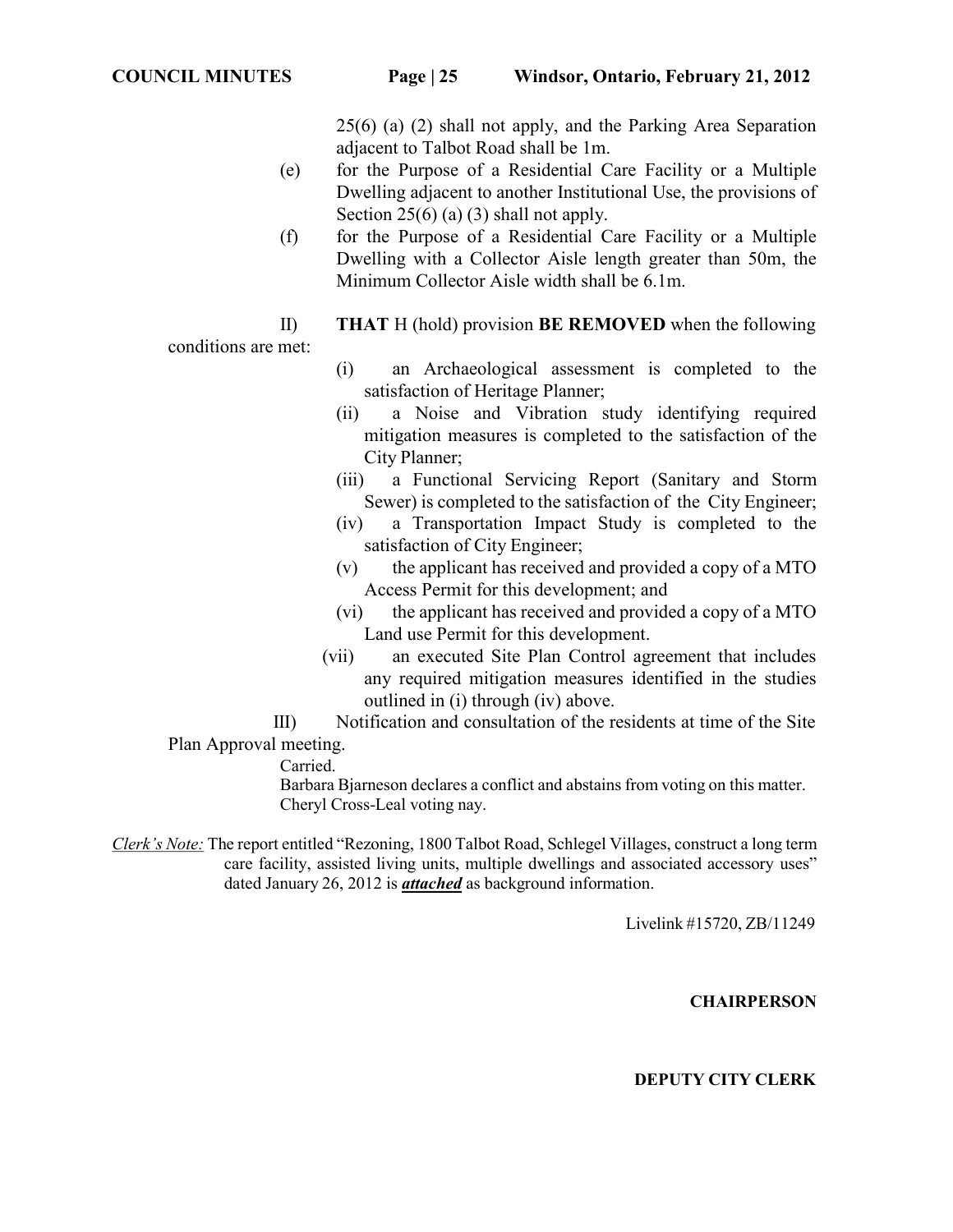25(6) (a) (2) shall not apply, and the Parking Area Separation adjacent to Talbot Road shall be 1m.

(e) for the Purpose of a Residential Care Facility or a Multiple Dwelling adjacent to another Institutional Use, the provisions of Section 25(6) (a) (3) shall not apply.

(f) for the Purpose of a Residential Care Facility or a Multiple Dwelling with a Collector Aisle length greater than 50m, the Minimum Collector Aisle width shall be 6.1m.

II) **THAT** H (hold) provision **BE REMOVED** when the following conditions are met:

(i) an Archaeological assessment is completed to the satisfaction of Heritage Planner;

(ii) a Noise and Vibration study identifying required mitigation measures is completed to the satisfaction of the City Planner;

(iii) a Functional Servicing Report (Sanitary and Storm Sewer) is completed to the satisfaction of the City Engineer;

(iv) a Transportation Impact Study is completed to the satisfaction of City Engineer;

(v) the applicant has received and provided a copy of a MTO Access Permit for this development; and

(vi) the applicant has received and provided a copy of a MTO Land use Permit for this development.

(vii) an executed Site Plan Control agreement that includes any required mitigation measures identified in the studies outlined in (i) through (iv) above.

III) Notification and consultation of the residents at time of the Site Plan Approval meeting.

Carried.

Barbara Bjarneson declares a conflict and abstains from voting on this matter.

Cheryl Cross-Leal voting nay.

*Clerk's Note:* The report entitled "Rezoning, 1800 Talbot Road, Schlegel Villages, construct a long term care facility, assisted living units, multiple dwellings and associated accessory uses" dated January 26, 2012 is ***attached*** as background information.

Livelink #15720, ZB/11249

**CHAIRPERSON**

**DEPUTY CITY CLERK**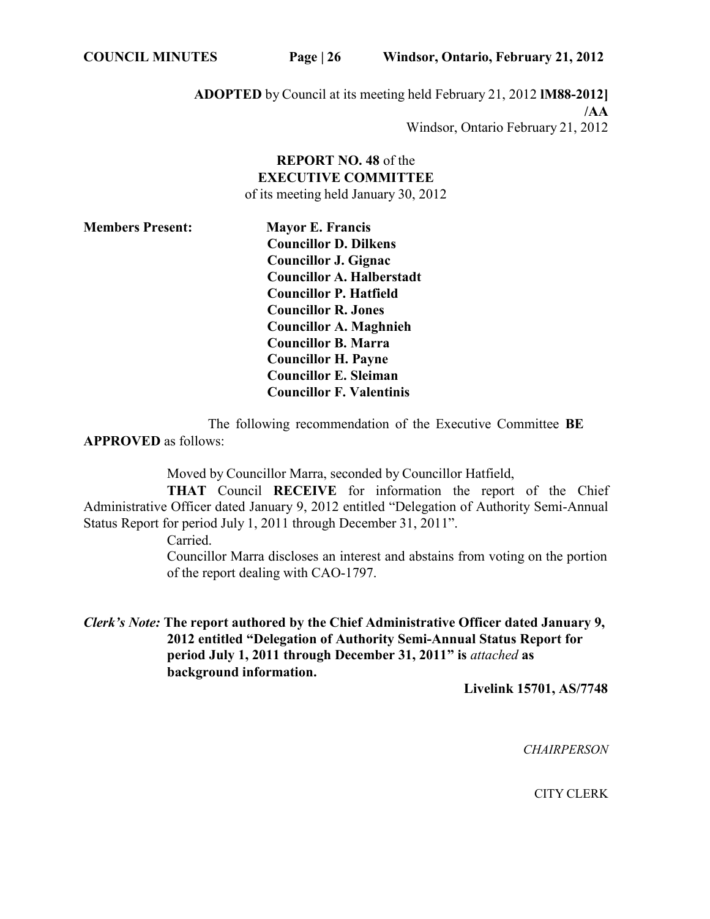**ADOPTED** by Council at its meeting held February 21, 2012 **lM88-2012]**
**/AA**
Windsor, Ontario February 21, 2012

**REPORT NO. 48** of the
**EXECUTIVE COMMITTEE**
of its meeting held January 30, 2012

**Members Present:**

**Mayor E. Francis**
**Councillor D. Dilkens**
**Councillor J. Gignac**
**Councillor A. Halberstadt**
**Councillor P. Hatfield**
**Councillor R. Jones**
**Councillor A. Maghnieh**
**Councillor B. Marra**
**Councillor H. Payne**
**Councillor E. Sleiman**
**Councillor F. Valentinis**

The following recommendation of the Executive Committee **BE APPROVED** as follows:

Moved by Councillor Marra, seconded by Councillor Hatfield,

**THAT** Council **RECEIVE** for information the report of the Chief Administrative Officer dated January 9, 2012 entitled "Delegation of Authority Semi-Annual Status Report for period July 1, 2011 through December 31, 2011".

Carried.

Councillor Marra discloses an interest and abstains from voting on the portion of the report dealing with CAO-1797.

***Clerk's Note:*** **The report authored by the Chief Administrative Officer dated January 9, 2012 entitled "Delegation of Authority Semi-Annual Status Report for period July 1, 2011 through December 31, 2011" is** ***attached*** **as background information.**

**Livelink 15701, AS/7748**

*CHAIRPERSON*

CITY CLERK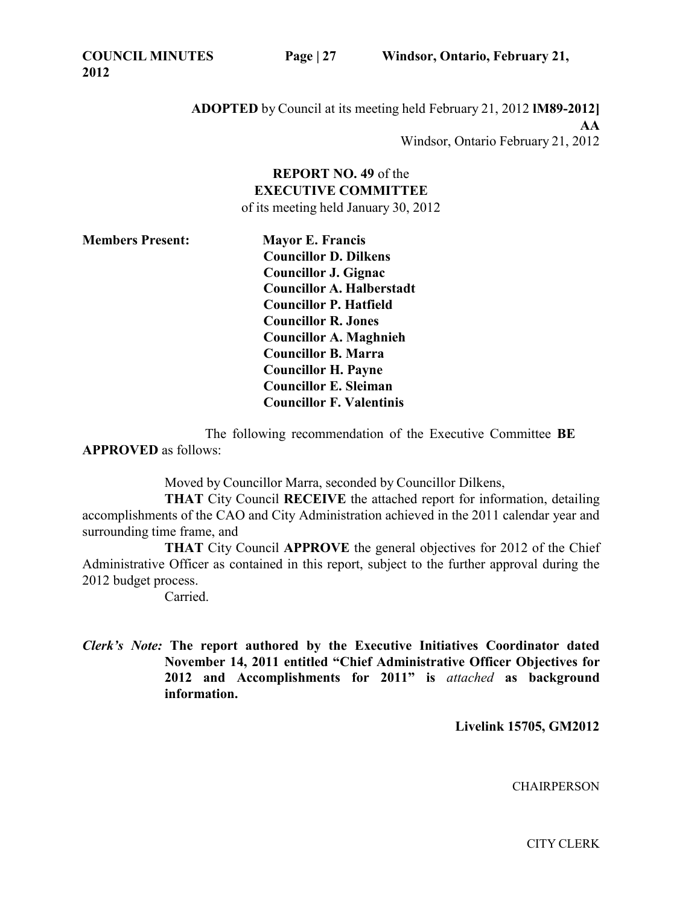**ADOPTED** by Council at its meeting held February 21, 2012 **lM89-2012]**
**AA**
Windsor, Ontario February 21, 2012

**REPORT NO. 49** of the
**EXECUTIVE COMMITTEE**
of its meeting held January 30, 2012

**Members Present:**

**Mayor E. Francis**
**Councillor D. Dilkens**
**Councillor J. Gignac**
**Councillor A. Halberstadt**
**Councillor P. Hatfield**
**Councillor R. Jones**
**Councillor A. Maghnieh**
**Councillor B. Marra**
**Councillor H. Payne**
**Councillor E. Sleiman**
**Councillor F. Valentinis**

The following recommendation of the Executive Committee **BE APPROVED** as follows:

Moved by Councillor Marra, seconded by Councillor Dilkens,

**THAT** City Council **RECEIVE** the attached report for information, detailing accomplishments of the CAO and City Administration achieved in the 2011 calendar year and surrounding time frame, and

**THAT** City Council **APPROVE** the general objectives for 2012 of the Chief Administrative Officer as contained in this report, subject to the further approval during the 2012 budget process.

Carried.

*Clerk's Note:* **The report authored by the Executive Initiatives Coordinator dated November 14, 2011 entitled "Chief Administrative Officer Objectives for 2012 and Accomplishments for 2011" is** *attached* **as background information.**

**Livelink 15705, GM2012**

CHAIRPERSON

CITY CLERK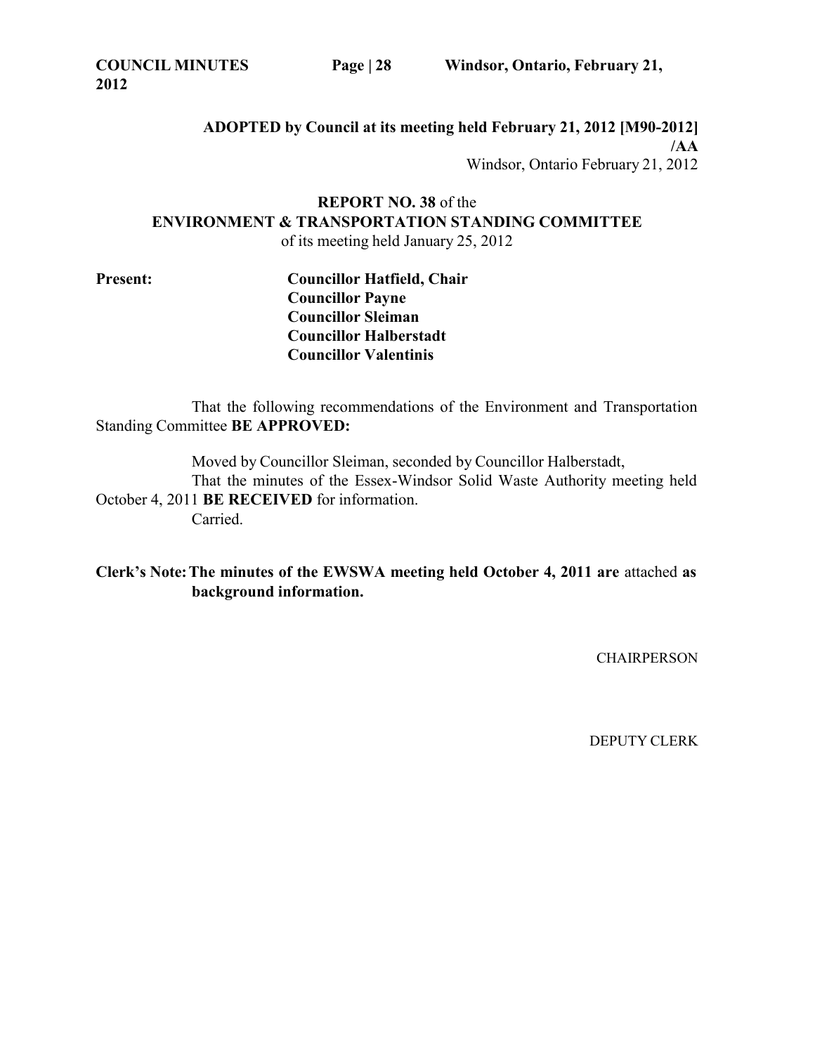**ADOPTED by Council at its meeting held February 21, 2012 [M90-2012] /AA**

Windsor, Ontario February 21, 2012

**REPORT NO. 38** of the
**ENVIRONMENT & TRANSPORTATION STANDING COMMITTEE**
of its meeting held January 25, 2012

**Present:** **Councillor Hatfield, Chair**
**Councillor Payne**
**Councillor Sleiman**
**Councillor Halberstadt**
**Councillor Valentinis**

That the following recommendations of the Environment and Transportation Standing Committee **BE APPROVED:**

Moved by Councillor Sleiman, seconded by Councillor Halberstadt,

That the minutes of the Essex-Windsor Solid Waste Authority meeting held October 4, 2011 **BE RECEIVED** for information.

Carried.

**Clerk's Note: The minutes of the EWSWA meeting held October 4, 2011 are** attached **as background information.**

CHAIRPERSON

DEPUTY CLERK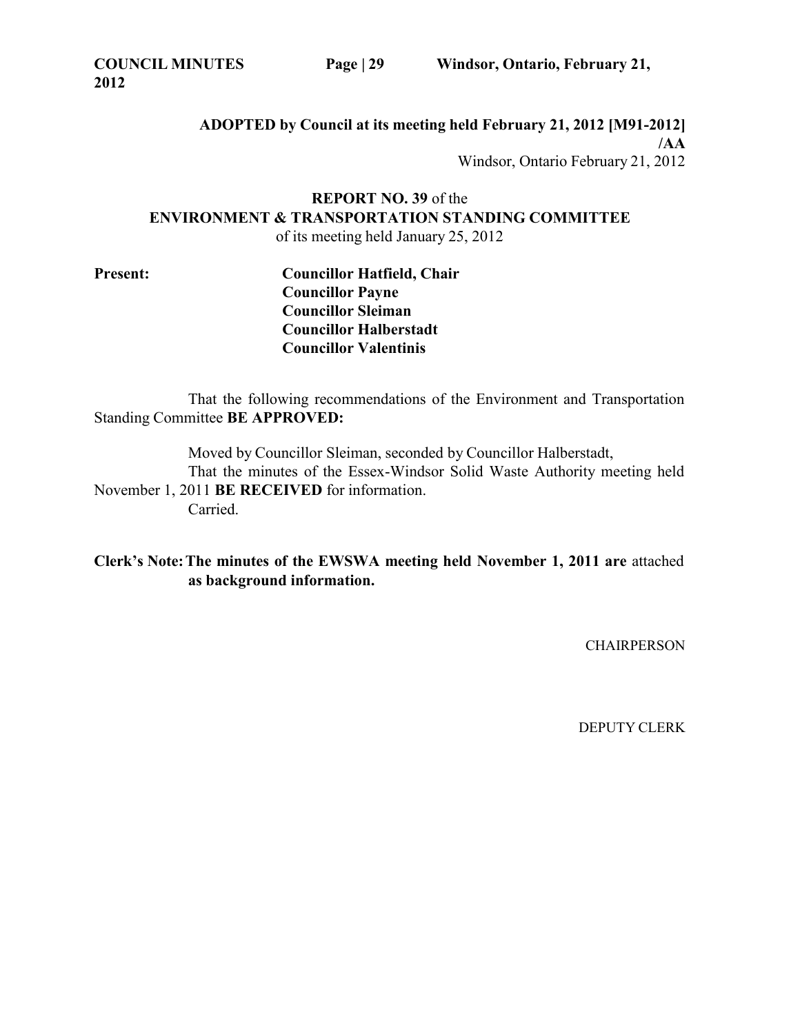**ADOPTED by Council at its meeting held February 21, 2012 [M91-2012] /AA**

Windsor, Ontario February 21, 2012

**REPORT NO. 39** of the
**ENVIRONMENT & TRANSPORTATION STANDING COMMITTEE**
of its meeting held January 25, 2012

**Present:**
**Councillor Hatfield, Chair**
**Councillor Payne**
**Councillor Sleiman**
**Councillor Halberstadt**
**Councillor Valentinis**

That the following recommendations of the Environment and Transportation Standing Committee **BE APPROVED:**

Moved by Councillor Sleiman, seconded by Councillor Halberstadt,
That the minutes of the Essex-Windsor Solid Waste Authority meeting held November 1, 2011 **BE RECEIVED** for information.
Carried.

**Clerk's Note: The minutes of the EWSWA meeting held November 1, 2011 are** attached **as background information.**

CHAIRPERSON

DEPUTY CLERK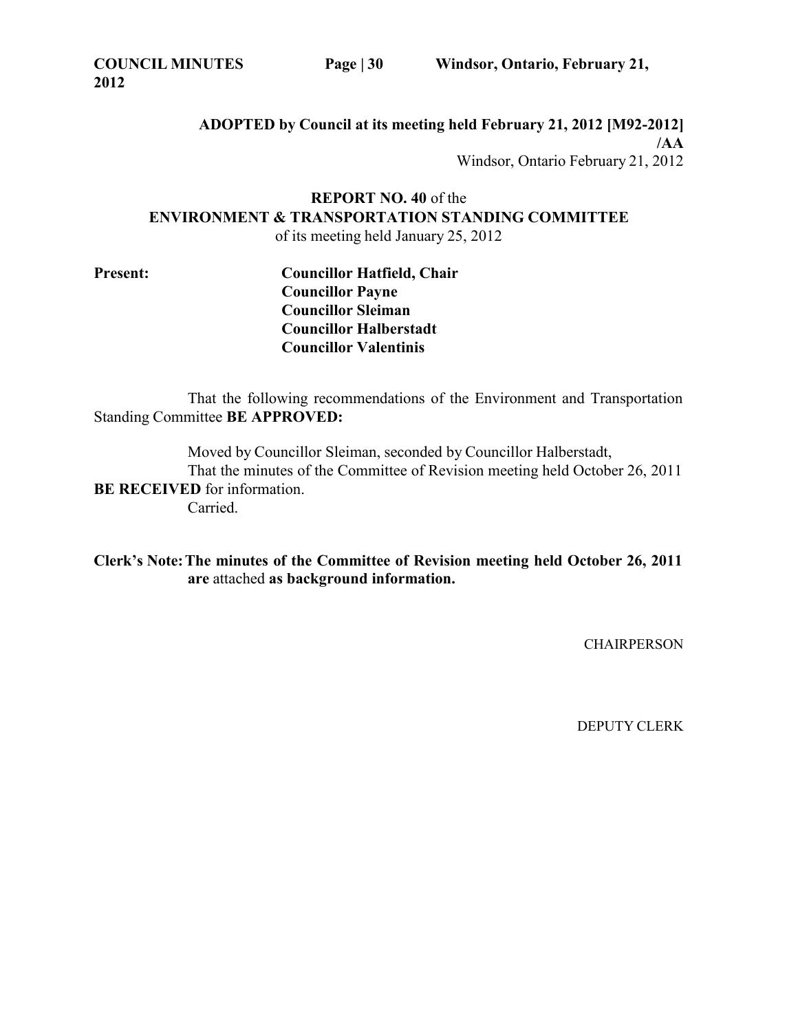**ADOPTED by Council at its meeting held February 21, 2012 [M92-2012] /AA**
Windsor, Ontario February 21, 2012

**REPORT NO. 40** of the
**ENVIRONMENT & TRANSPORTATION STANDING COMMITTEE**
of its meeting held January 25, 2012

**Present:** **Councillor Hatfield, Chair**
**Councillor Payne**
**Councillor Sleiman**
**Councillor Halberstadt**
**Councillor Valentinis**

That the following recommendations of the Environment and Transportation Standing Committee **BE APPROVED:**

Moved by Councillor Sleiman, seconded by Councillor Halberstadt,
That the minutes of the Committee of Revision meeting held October 26, 2011 **BE RECEIVED** for information.
Carried.

**Clerk's Note: The minutes of the Committee of Revision meeting held October 26, 2011 are** attached **as background information.**

CHAIRPERSON

DEPUTY CLERK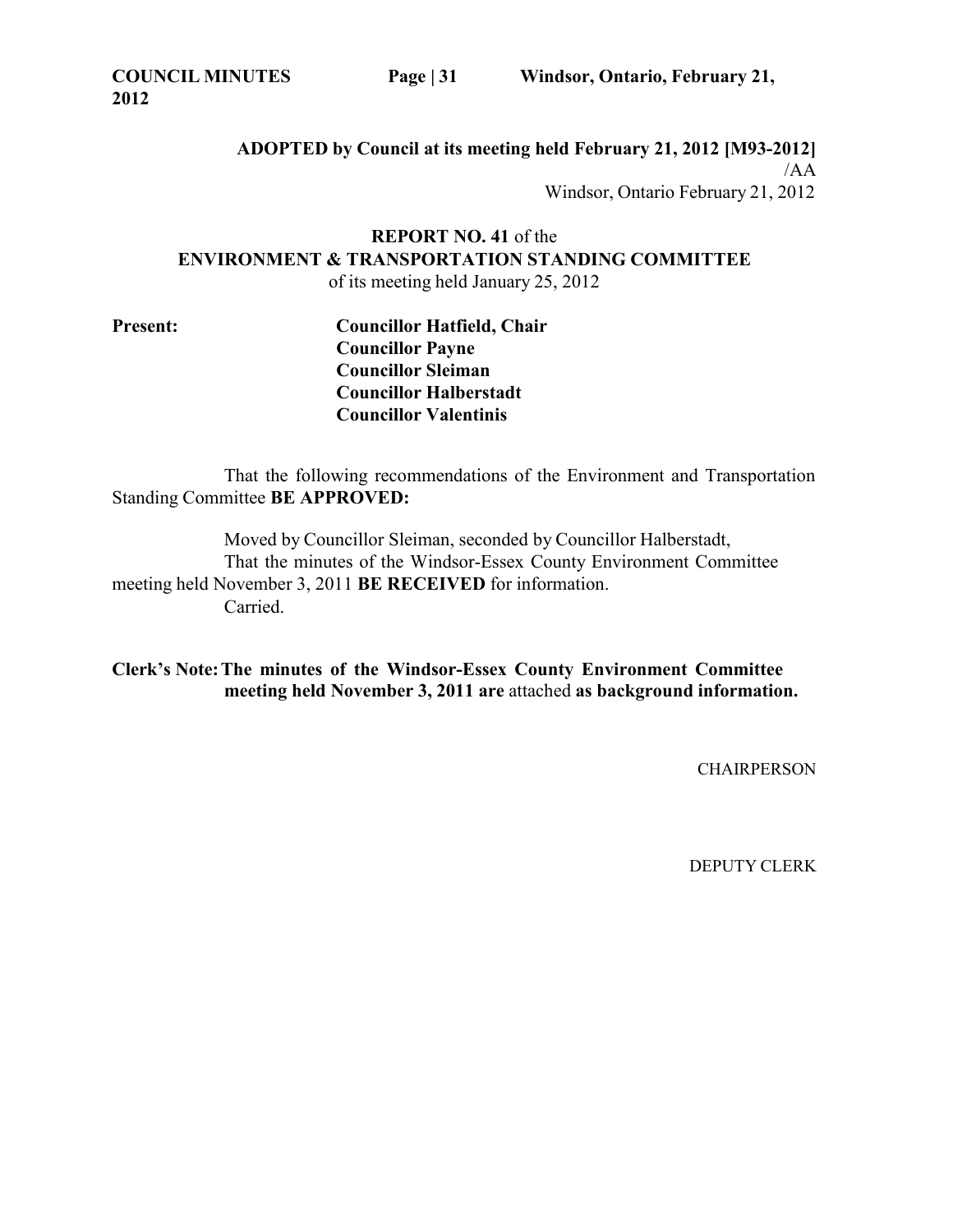**ADOPTED by Council at its meeting held February 21, 2012 [M93-2012]**
/AA
Windsor, Ontario February 21, 2012

**REPORT NO. 41** of the
**ENVIRONMENT & TRANSPORTATION STANDING COMMITTEE**
of its meeting held January 25, 2012

**Present:**
**Councillor Hatfield, Chair**
**Councillor Payne**
**Councillor Sleiman**
**Councillor Halberstadt**
**Councillor Valentinis**

That the following recommendations of the Environment and Transportation Standing Committee **BE APPROVED:**

Moved by Councillor Sleiman, seconded by Councillor Halberstadt,
That the minutes of the Windsor-Essex County Environment Committee meeting held November 3, 2011 **BE RECEIVED** for information.
Carried.

**Clerk's Note: The minutes of the Windsor-Essex County Environment Committee meeting held November 3, 2011 are** attached **as background information.**

CHAIRPERSON

DEPUTY CLERK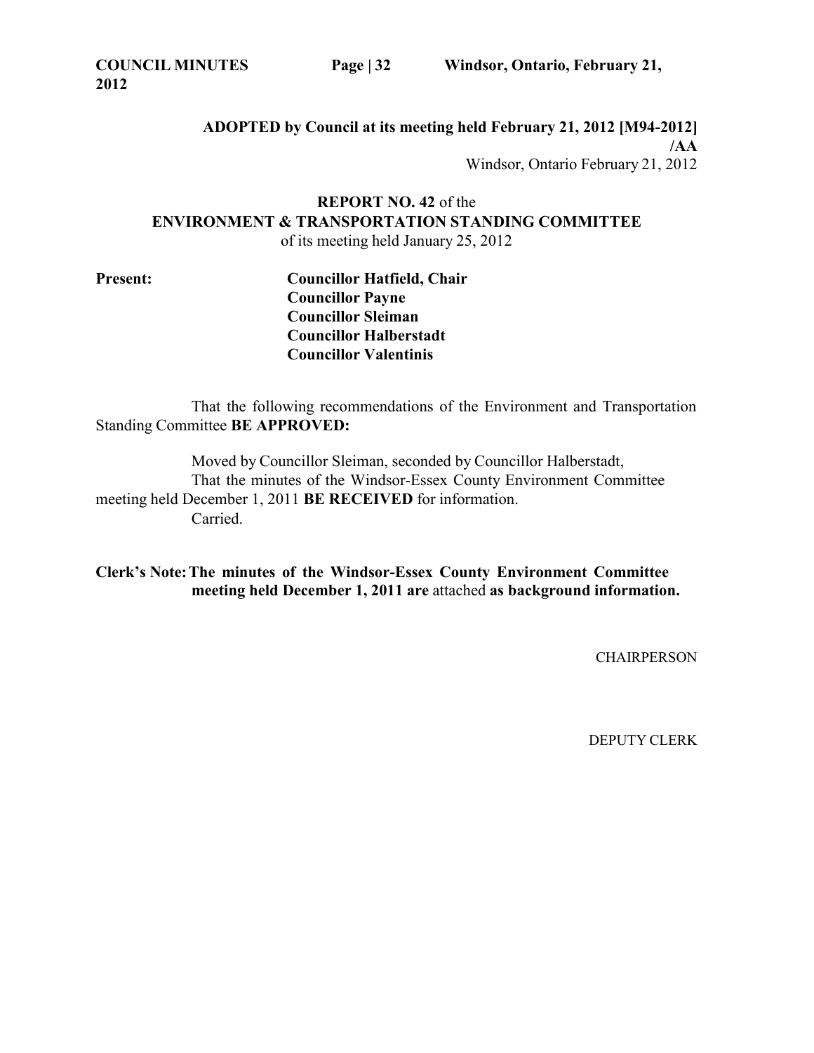**ADOPTED by Council at its meeting held February 21, 2012 [M94-2012] /AA**

Windsor, Ontario February 21, 2012

**REPORT NO. 42** of the
**ENVIRONMENT & TRANSPORTATION STANDING COMMITTEE**
of its meeting held January 25, 2012

**Present:**
**Councillor Hatfield, Chair**
**Councillor Payne**
**Councillor Sleiman**
**Councillor Halberstadt**
**Councillor Valentinis**

That the following recommendations of the Environment and Transportation Standing Committee **BE APPROVED:**

Moved by Councillor Sleiman, seconded by Councillor Halberstadt,
That the minutes of the Windsor-Essex County Environment Committee meeting held December 1, 2011 **BE RECEIVED** for information.
Carried.

**Clerk's Note: The minutes of the Windsor-Essex County Environment Committee meeting held December 1, 2011 are** attached **as background information.**

CHAIRPERSON

DEPUTY CLERK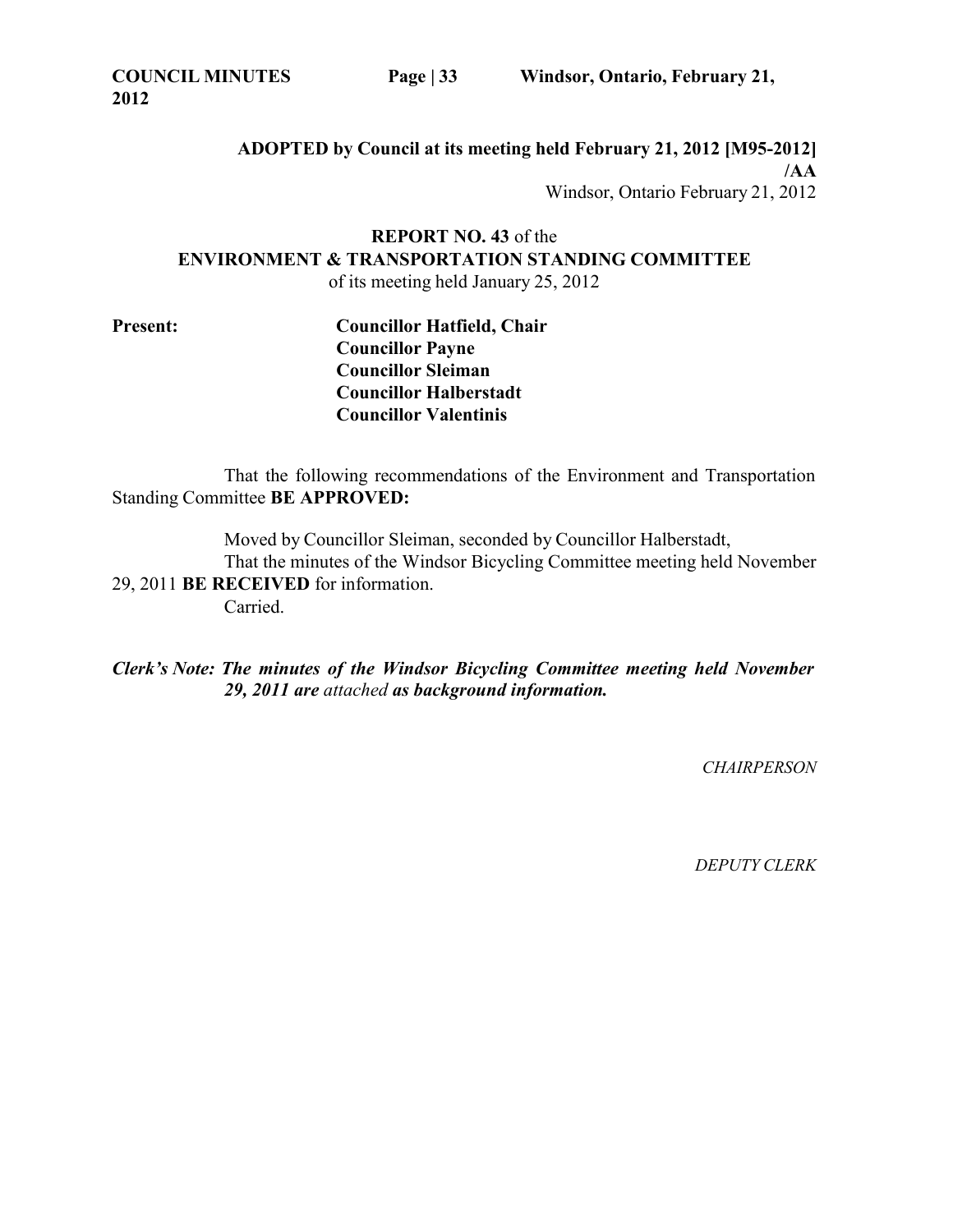**ADOPTED by Council at its meeting held February 21, 2012 [M95-2012] /AA**

Windsor, Ontario February 21, 2012

**REPORT NO. 43** of the
**ENVIRONMENT & TRANSPORTATION STANDING COMMITTEE**
of its meeting held January 25, 2012

**Present:**
**Councillor Hatfield, Chair**
**Councillor Payne**
**Councillor Sleiman**
**Councillor Halberstadt**
**Councillor Valentinis**

That the following recommendations of the Environment and Transportation Standing Committee **BE APPROVED:**

Moved by Councillor Sleiman, seconded by Councillor Halberstadt,
That the minutes of the Windsor Bicycling Committee meeting held November 29, 2011 **BE RECEIVED** for information.
Carried.

***Clerk's Note: The minutes of the Windsor Bicycling Committee meeting held November 29, 2011 are*** *attached* ***as background information.***

*CHAIRPERSON*

*DEPUTY CLERK*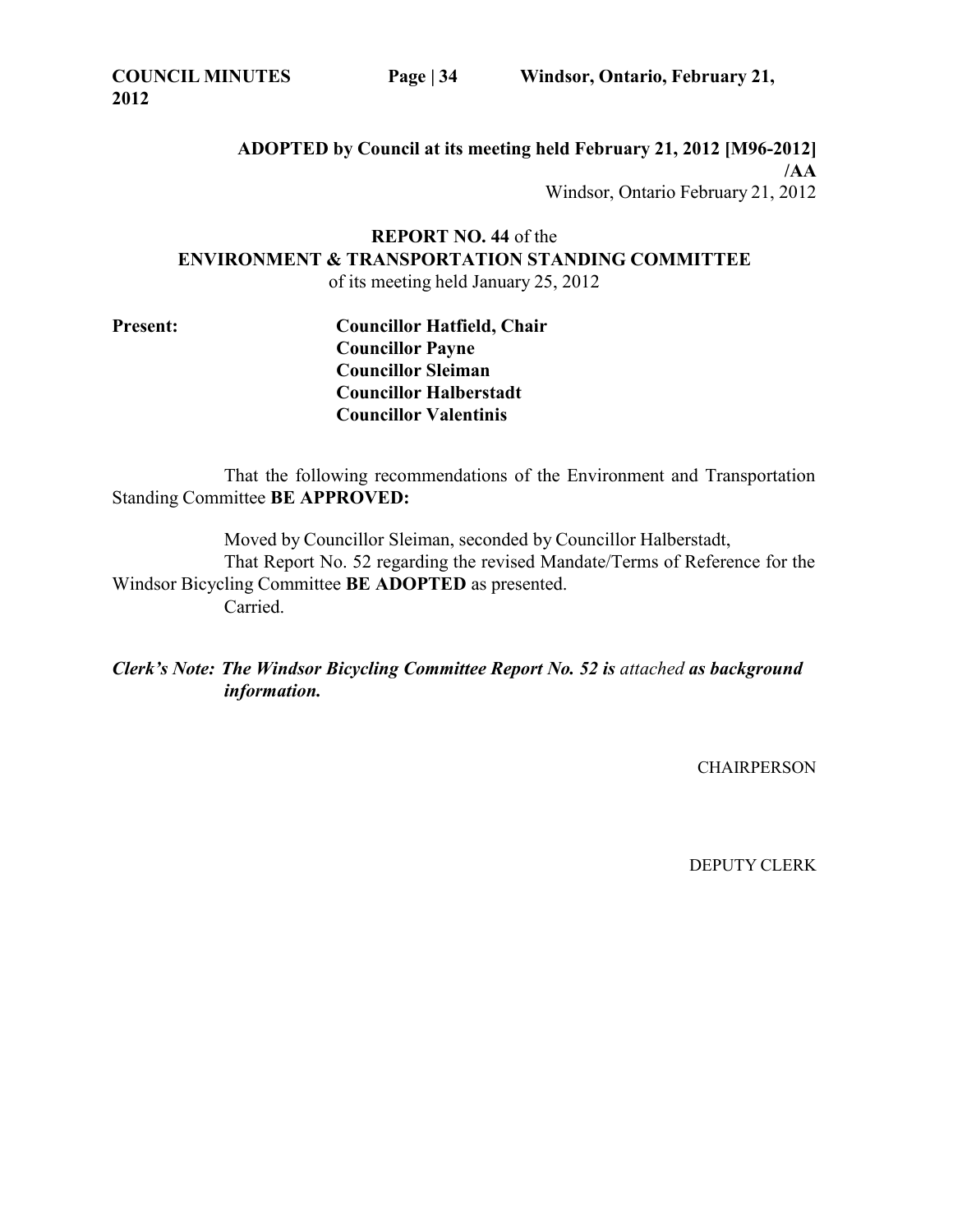**ADOPTED by Council at its meeting held February 21, 2012 [M96-2012] /AA**

Windsor, Ontario February 21, 2012

**REPORT NO. 44** of the
**ENVIRONMENT & TRANSPORTATION STANDING COMMITTEE**
of its meeting held January 25, 2012

**Present:** **Councillor Hatfield, Chair**
**Councillor Payne**
**Councillor Sleiman**
**Councillor Halberstadt**
**Councillor Valentinis**

That the following recommendations of the Environment and Transportation Standing Committee **BE APPROVED:**

Moved by Councillor Sleiman, seconded by Councillor Halberstadt,
That Report No. 52 regarding the revised Mandate/Terms of Reference for the Windsor Bicycling Committee **BE ADOPTED** as presented.
Carried.

***Clerk's Note: The Windsor Bicycling Committee Report No. 52 is** attached **as background information.***

CHAIRPERSON

DEPUTY CLERK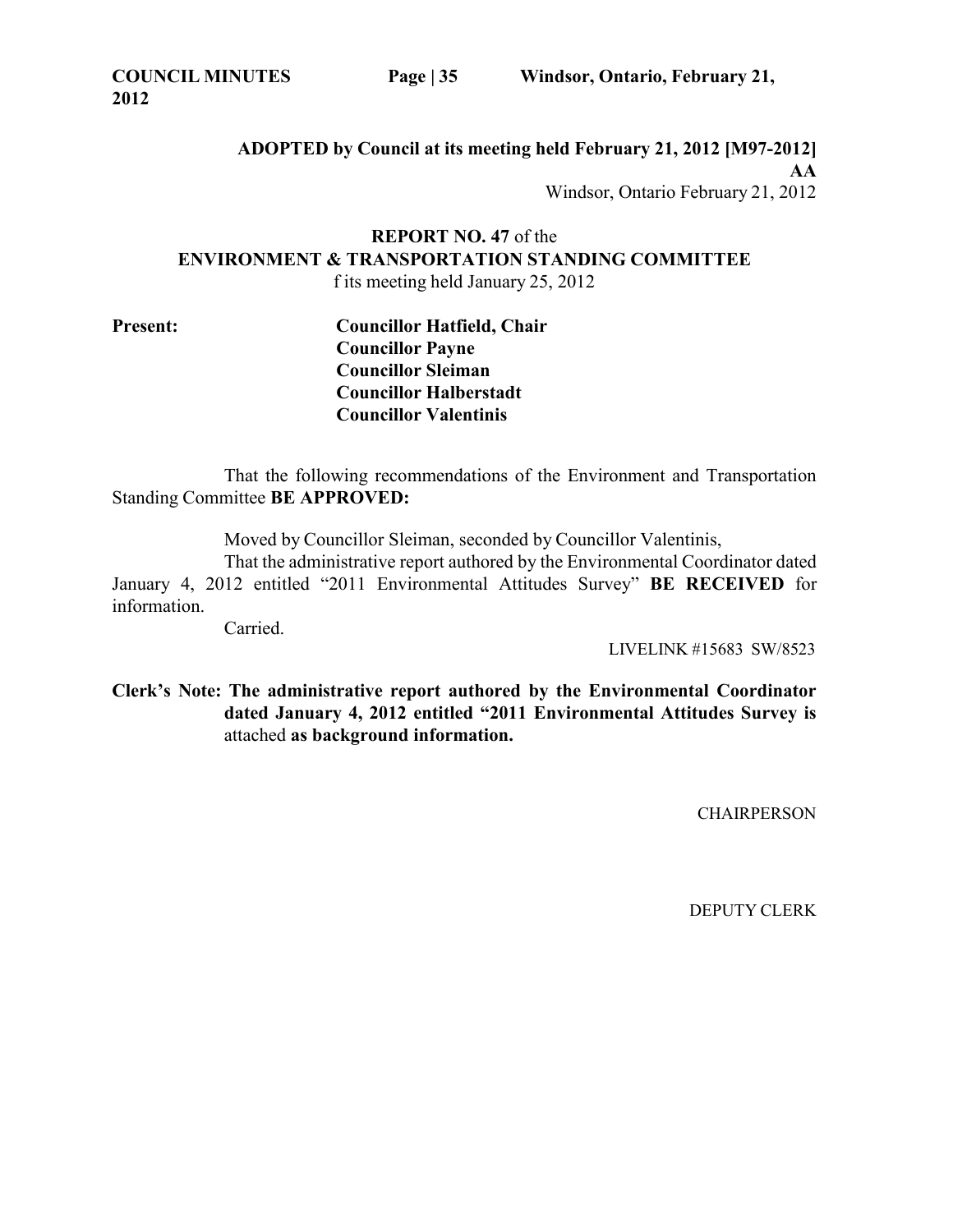**ADOPTED by Council at its meeting held February 21, 2012 [M97-2012]**

**AA**

Windsor, Ontario February 21, 2012

**REPORT NO. 47** of the
**ENVIRONMENT & TRANSPORTATION STANDING COMMITTEE**
f its meeting held January 25, 2012

**Present:** **Councillor Hatfield, Chair**
**Councillor Payne**
**Councillor Sleiman**
**Councillor Halberstadt**
**Councillor Valentinis**

That the following recommendations of the Environment and Transportation Standing Committee **BE APPROVED:**

Moved by Councillor Sleiman, seconded by Councillor Valentinis,

That the administrative report authored by the Environmental Coordinator dated January 4, 2012 entitled "2011 Environmental Attitudes Survey" **BE RECEIVED** for information.

Carried.

LIVELINK #15683 SW/8523

**Clerk's Note: The administrative report authored by the Environmental Coordinator dated January 4, 2012 entitled "2011 Environmental Attitudes Survey is** attached **as background information.**

CHAIRPERSON

DEPUTY CLERK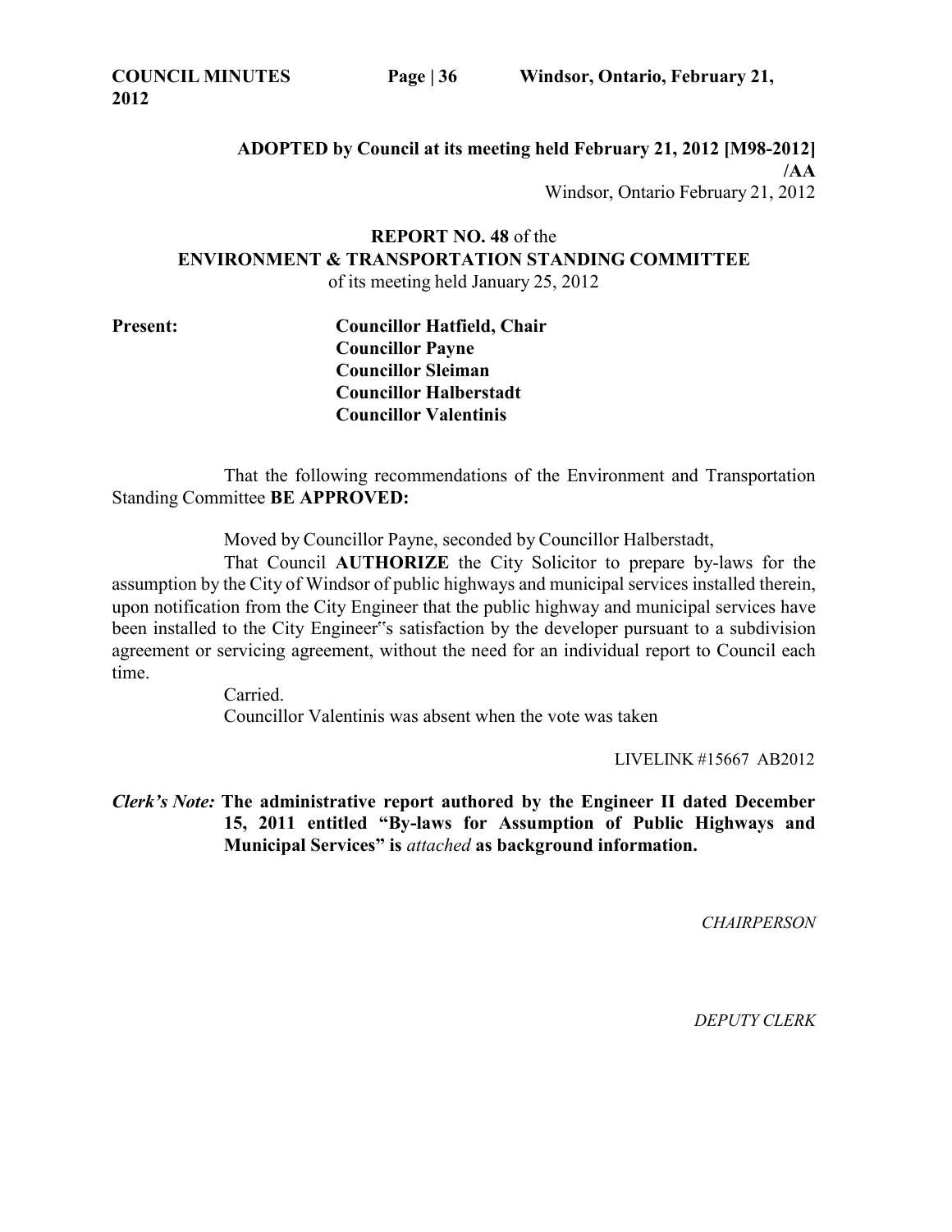**ADOPTED by Council at its meeting held February 21, 2012 [M98-2012] /AA**

Windsor, Ontario February 21, 2012

**REPORT NO. 48** of the
**ENVIRONMENT & TRANSPORTATION STANDING COMMITTEE**
of its meeting held January 25, 2012

**Present:** **Councillor Hatfield, Chair**
**Councillor Payne**
**Councillor Sleiman**
**Councillor Halberstadt**
**Councillor Valentinis**

That the following recommendations of the Environment and Transportation Standing Committee **BE APPROVED:**

Moved by Councillor Payne, seconded by Councillor Halberstadt,

That Council **AUTHORIZE** the City Solicitor to prepare by-laws for the assumption by the City of Windsor of public highways and municipal services installed therein, upon notification from the City Engineer that the public highway and municipal services have been installed to the City Engineer"s satisfaction by the developer pursuant to a subdivision agreement or servicing agreement, without the need for an individual report to Council each time.

Carried.
Councillor Valentinis was absent when the vote was taken

LIVELINK #15667 AB2012

***Clerk's Note:*** **The administrative report authored by the Engineer II dated December 15, 2011 entitled "By-laws for Assumption of Public Highways and Municipal Services" is** *attached* **as background information.**

*CHAIRPERSON*

*DEPUTY CLERK*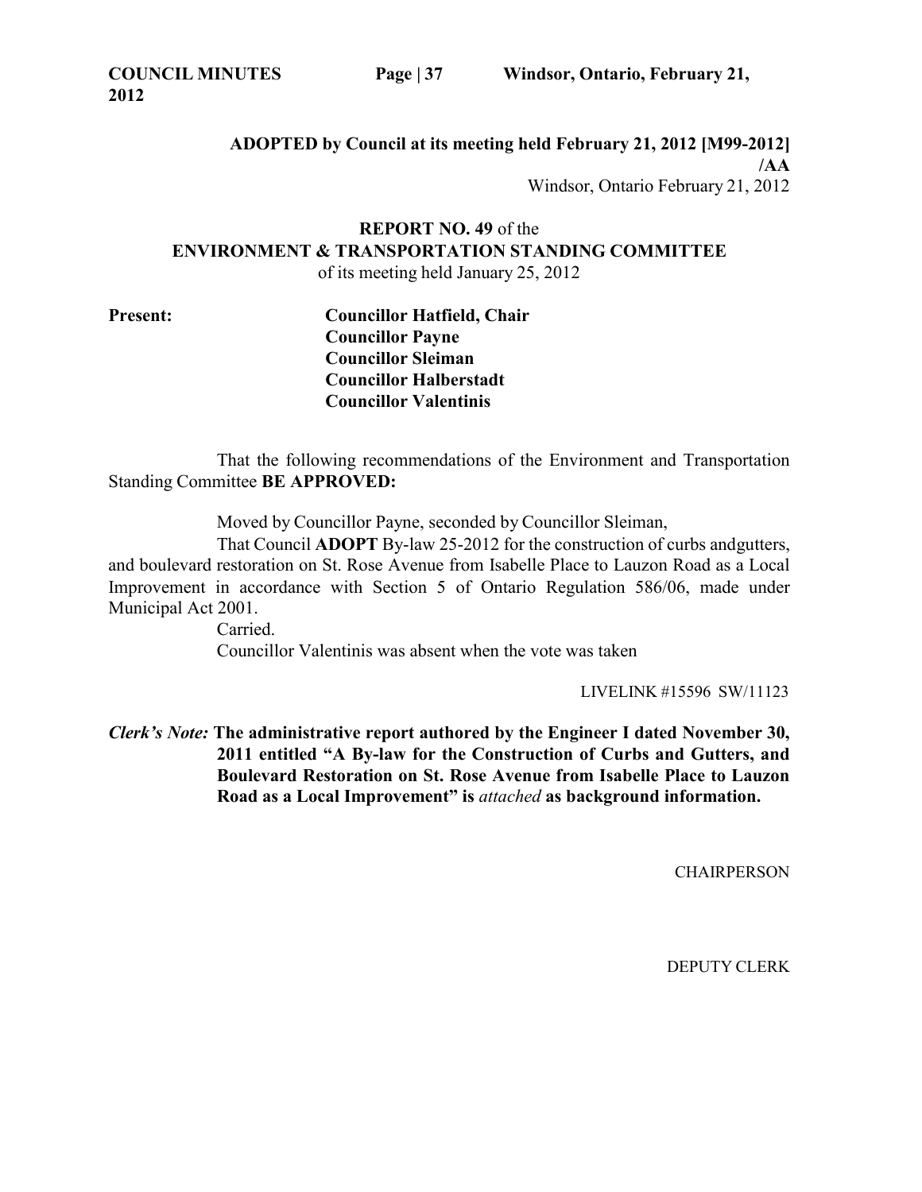**ADOPTED by Council at its meeting held February 21, 2012 [M99-2012] /AA**

Windsor, Ontario February 21, 2012

**REPORT NO. 49** of the
**ENVIRONMENT & TRANSPORTATION STANDING COMMITTEE**
of its meeting held January 25, 2012

**Present:** **Councillor Hatfield, Chair**
**Councillor Payne**
**Councillor Sleiman**
**Councillor Halberstadt**
**Councillor Valentinis**

That the following recommendations of the Environment and Transportation Standing Committee **BE APPROVED:**

Moved by Councillor Payne, seconded by Councillor Sleiman,

That Council **ADOPT** By-law 25-2012 for the construction of curbs andgutters, and boulevard restoration on St. Rose Avenue from Isabelle Place to Lauzon Road as a Local Improvement in accordance with Section 5 of Ontario Regulation 586/06, made under Municipal Act 2001.

Carried.

Councillor Valentinis was absent when the vote was taken

LIVELINK #15596 SW/11123

***Clerk's Note:*** **The administrative report authored by the Engineer I dated November 30, 2011 entitled "A By-law for the Construction of Curbs and Gutters, and Boulevard Restoration on St. Rose Avenue from Isabelle Place to Lauzon Road as a Local Improvement" is** *attached* **as background information.**

CHAIRPERSON

DEPUTY CLERK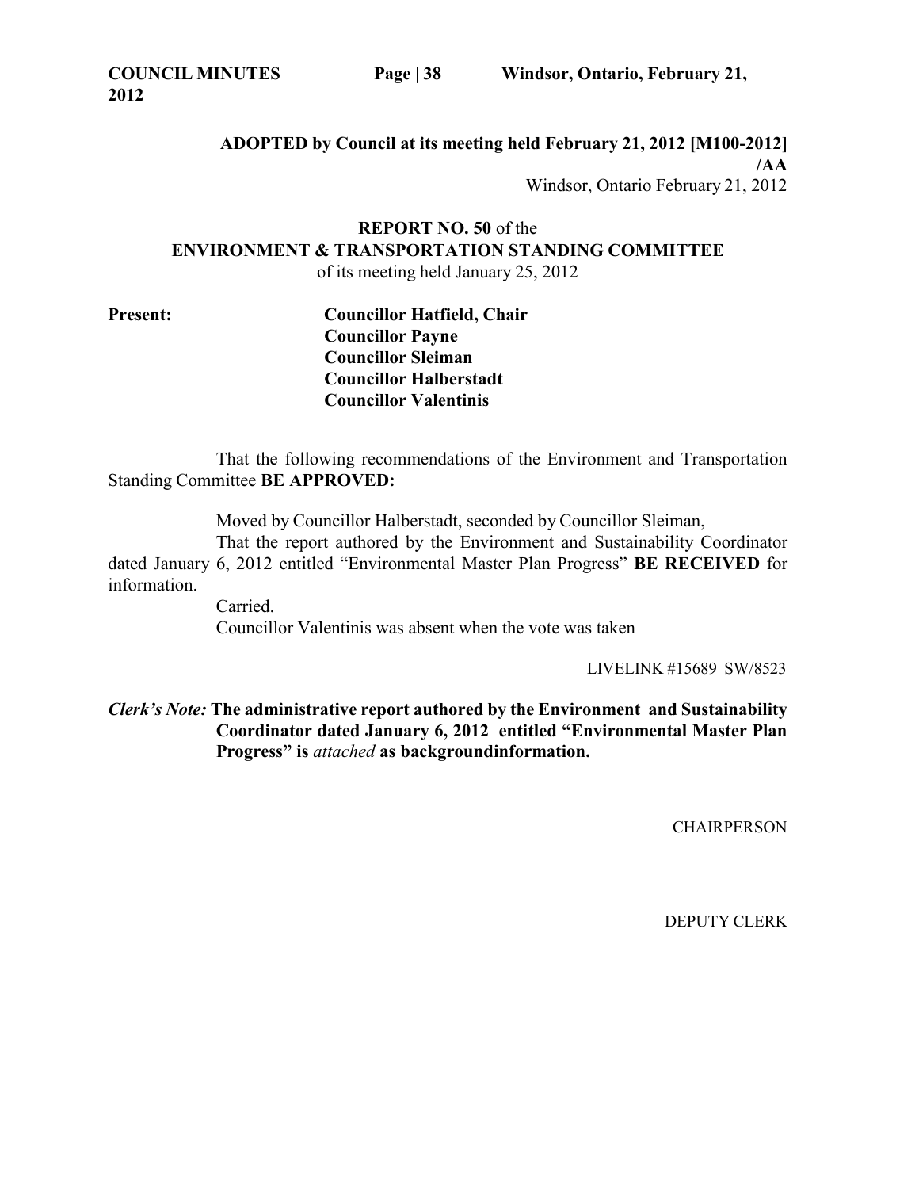**ADOPTED by Council at its meeting held February 21, 2012 [M100-2012] /AA**

Windsor, Ontario February 21, 2012

**REPORT NO. 50** of the
**ENVIRONMENT & TRANSPORTATION STANDING COMMITTEE**
of its meeting held January 25, 2012

**Present:**

**Councillor Hatfield, Chair**
**Councillor Payne**
**Councillor Sleiman**
**Councillor Halberstadt**
**Councillor Valentinis**

That the following recommendations of the Environment and Transportation Standing Committee **BE APPROVED:**

Moved by Councillor Halberstadt, seconded by Councillor Sleiman,

That the report authored by the Environment and Sustainability Coordinator dated January 6, 2012 entitled "Environmental Master Plan Progress" **BE RECEIVED** for information.

Carried.

Councillor Valentinis was absent when the vote was taken

LIVELINK #15689 SW/8523

***Clerk's Note:*** **The administrative report authored by the Environment and Sustainability Coordinator dated January 6, 2012 entitled "Environmental Master Plan Progress" is** *attached* **as backgroundinformation.**

CHAIRPERSON

DEPUTY CLERK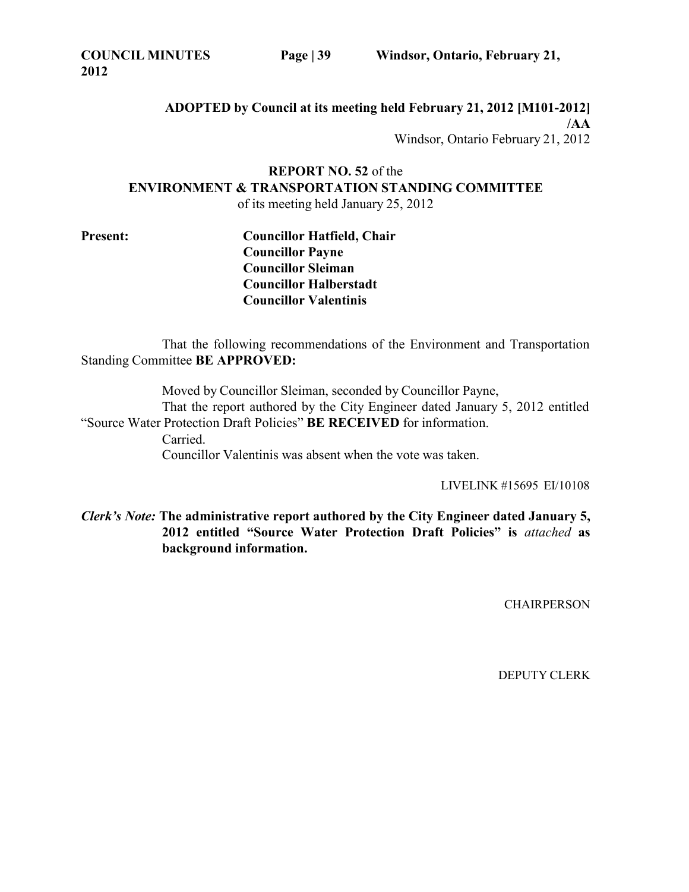**ADOPTED by Council at its meeting held February 21, 2012 [M101-2012] /AA**

Windsor, Ontario February 21, 2012

**REPORT NO. 52** of the
**ENVIRONMENT & TRANSPORTATION STANDING COMMITTEE**
of its meeting held January 25, 2012

**Present:**

**Councillor Hatfield, Chair**
**Councillor Payne**
**Councillor Sleiman**
**Councillor Halberstadt**
**Councillor Valentinis**

That the following recommendations of the Environment and Transportation Standing Committee **BE APPROVED:**

Moved by Councillor Sleiman, seconded by Councillor Payne,

That the report authored by the City Engineer dated January 5, 2012 entitled "Source Water Protection Draft Policies" **BE RECEIVED** for information.

Carried.

Councillor Valentinis was absent when the vote was taken.

LIVELINK #15695 EI/10108

***Clerk's Note:*** **The administrative report authored by the City Engineer dated January 5, 2012 entitled "Source Water Protection Draft Policies" is** ***attached*** **as background information.**

CHAIRPERSON

DEPUTY CLERK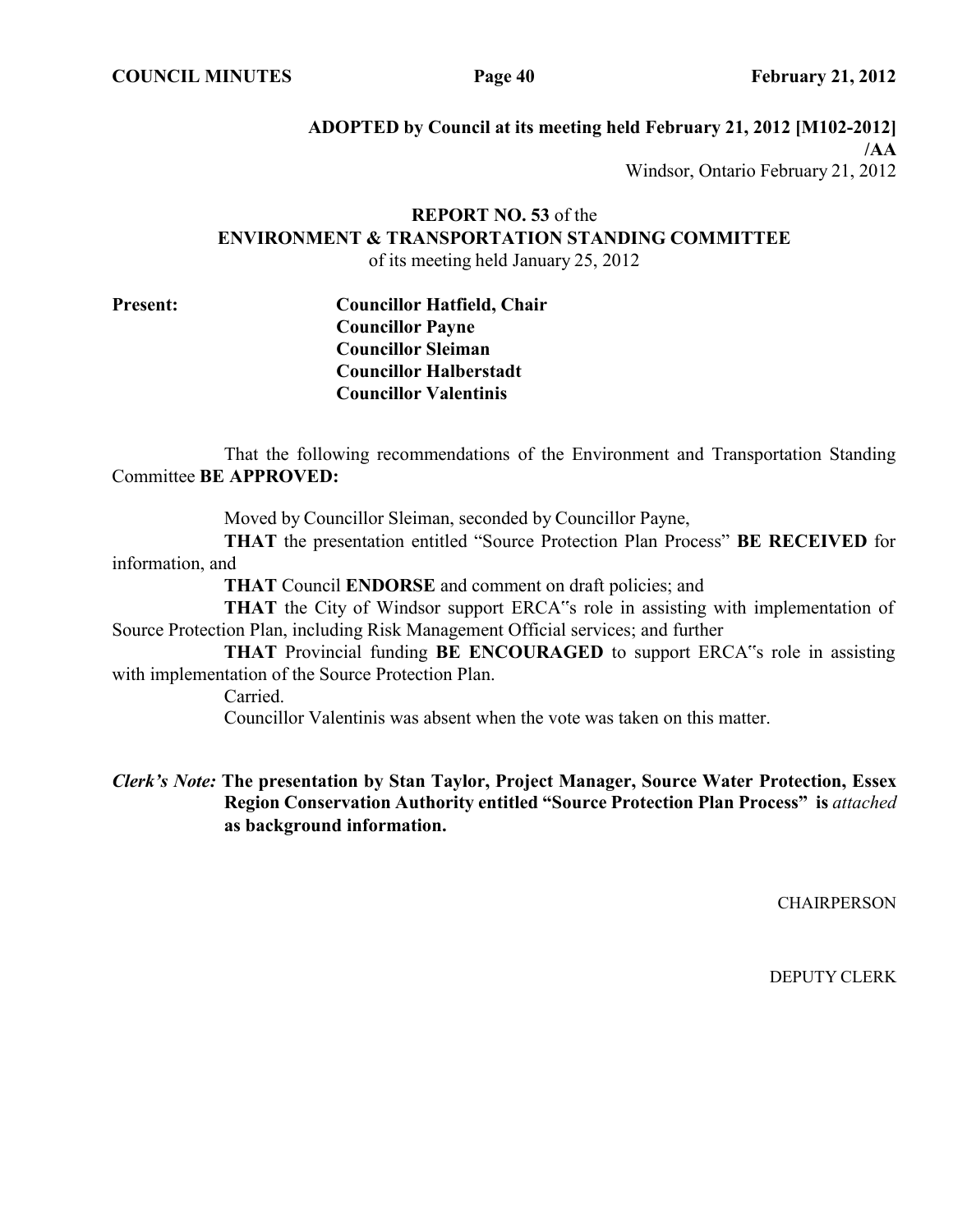**ADOPTED by Council at its meeting held February 21, 2012 [M102-2012] /AA**

Windsor, Ontario February 21, 2012

**REPORT NO. 53** of the
**ENVIRONMENT & TRANSPORTATION STANDING COMMITTEE**
of its meeting held January 25, 2012

**Present:**
**Councillor Hatfield, Chair**
**Councillor Payne**
**Councillor Sleiman**
**Councillor Halberstadt**
**Councillor Valentinis**

That the following recommendations of the Environment and Transportation Standing Committee **BE APPROVED:**

Moved by Councillor Sleiman, seconded by Councillor Payne,

**THAT** the presentation entitled "Source Protection Plan Process" **BE RECEIVED** for information, and

**THAT** Council **ENDORSE** and comment on draft policies; and

**THAT** the City of Windsor support ERCA‟s role in assisting with implementation of Source Protection Plan, including Risk Management Official services; and further

**THAT** Provincial funding **BE ENCOURAGED** to support ERCA‟s role in assisting with implementation of the Source Protection Plan.

Carried.

Councillor Valentinis was absent when the vote was taken on this matter.

***Clerk's Note:*** **The presentation by Stan Taylor, Project Manager, Source Water Protection, Essex Region Conservation Authority entitled "Source Protection Plan Process" is** *attached* **as background information.**

CHAIRPERSON

DEPUTY CLERK